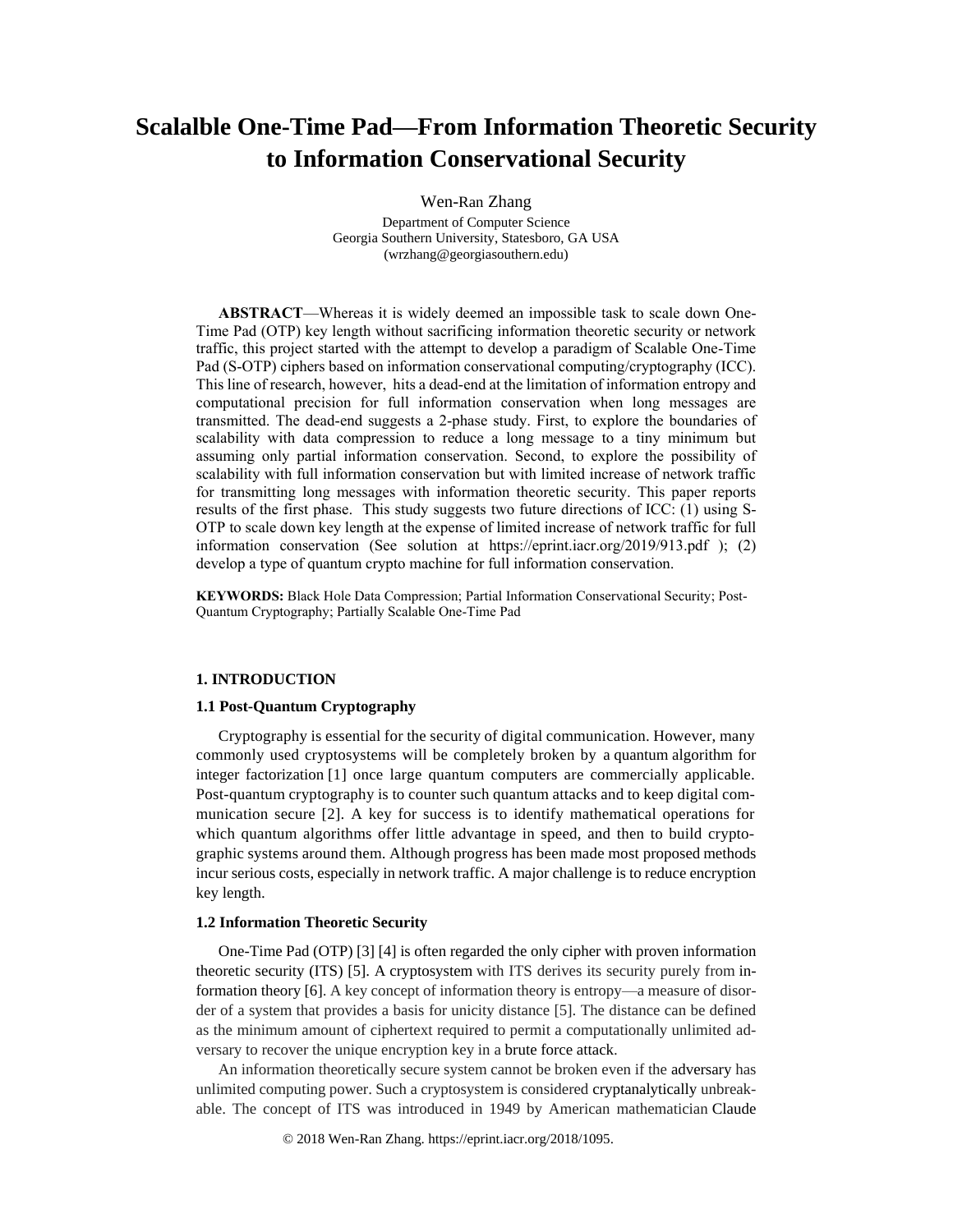# Scalalble One-Time Pad—From Information Theoretic Security to Information Conservational Security

Wen-Ran Zhang

Department of Computer Science
Georgia Southern University, Statesboro, GA USA
(wrzhang@georgiasouthern.edu)

**ABSTRACT**—Whereas it is widely deemed an impossible task to scale down One-Time Pad (OTP) key length without sacrificing information theoretic security or network traffic, this project started with the attempt to develop a paradigm of Scalable One-Time Pad (S-OTP) ciphers based on information conservational computing/cryptography (ICC). This line of research, however, hits a dead-end at the limitation of information entropy and computational precision for full information conservation when long messages are transmitted. The dead-end suggests a 2-phase study. First, to explore the boundaries of scalability with data compression to reduce a long message to a tiny minimum but assuming only partial information conservation. Second, to explore the possibility of scalability with full information conservation but with limited increase of network traffic for transmitting long messages with information theoretic security. This paper reports results of the first phase. This study suggests two future directions of ICC: (1) using S-OTP to scale down key length at the expense of limited increase of network traffic for full information conservation (See solution at https://eprint.iacr.org/2019/913.pdf ); (2) develop a type of quantum crypto machine for full information conservation.

**KEYWORDS:** Black Hole Data Compression; Partial Information Conservational Security; Post-Quantum Cryptography; Partially Scalable One-Time Pad

## 1. INTRODUCTION

### 1.1 Post-Quantum Cryptography

Cryptography is essential for the security of digital communication. However, many commonly used cryptosystems will be completely broken by a quantum algorithm for integer factorization [1] once large quantum computers are commercially applicable. Post-quantum cryptography is to counter such quantum attacks and to keep digital communication secure [2]. A key for success is to identify mathematical operations for which quantum algorithms offer little advantage in speed, and then to build cryptographic systems around them. Although progress has been made most proposed methods incur serious costs, especially in network traffic. A major challenge is to reduce encryption key length.

### 1.2 Information Theoretic Security

One-Time Pad (OTP) [3] [4] is often regarded the only cipher with proven information theoretic security (ITS) [5]. A cryptosystem with ITS derives its security purely from information theory [6]. A key concept of information theory is entropy—a measure of disorder of a system that provides a basis for unicity distance [5]. The distance can be defined as the minimum amount of ciphertext required to permit a computationally unlimited adversary to recover the unique encryption key in a brute force attack.

An information theoretically secure system cannot be broken even if the adversary has unlimited computing power. Such a cryptosystem is considered cryptanalytically unbreakable. The concept of ITS was introduced in 1949 by American mathematician Claude

© 2018 Wen-Ran Zhang. https://eprint.iacr.org/2018/1095.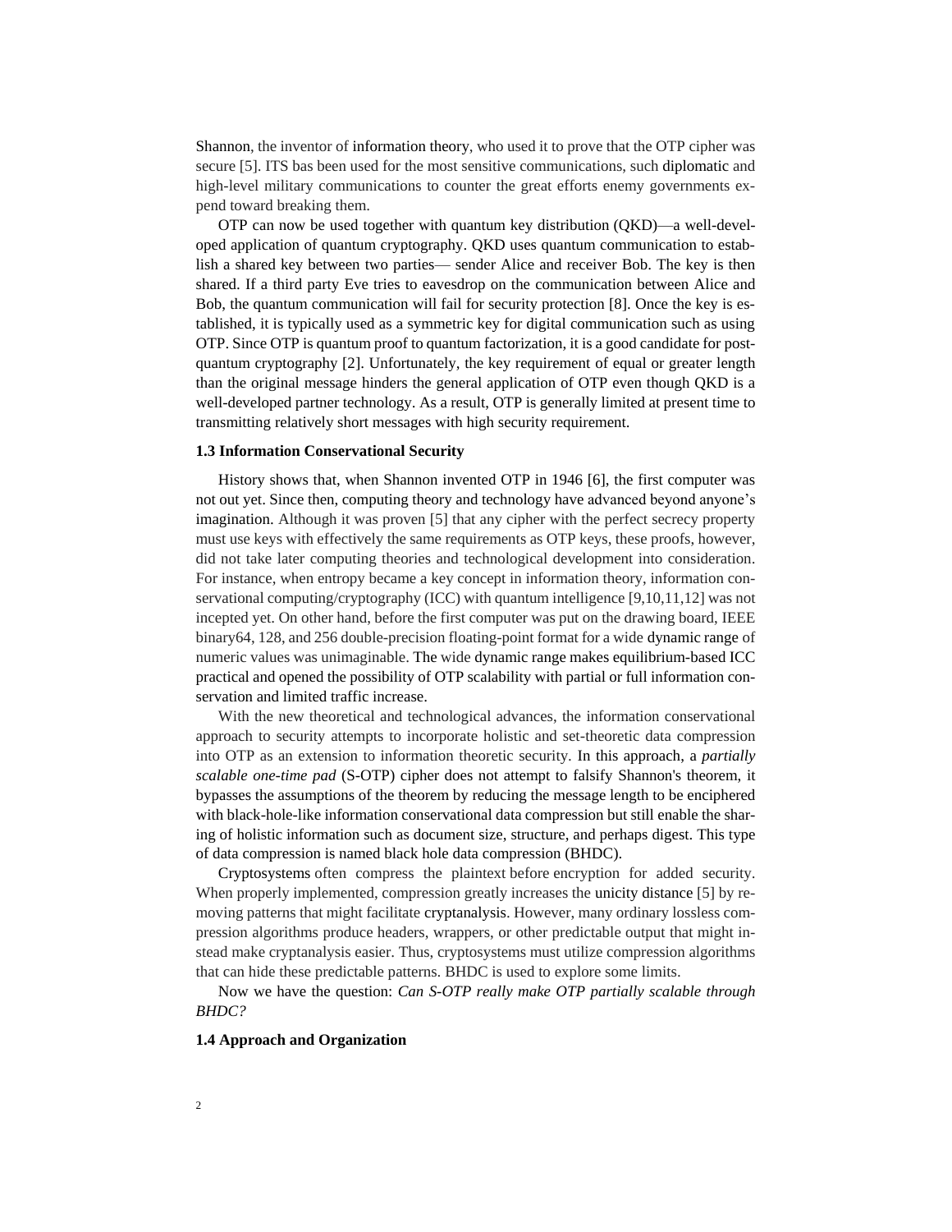Shannon, the inventor of information theory, who used it to prove that the OTP cipher was secure [5]. ITS bas been used for the most sensitive communications, such diplomatic and high-level military communications to counter the great efforts enemy governments expend toward breaking them.

OTP can now be used together with quantum key distribution (QKD)—a well-developed application of quantum cryptography. QKD uses quantum communication to establish a shared key between two parties— sender Alice and receiver Bob. The key is then shared. If a third party Eve tries to eavesdrop on the communication between Alice and Bob, the quantum communication will fail for security protection [8]. Once the key is established, it is typically used as a symmetric key for digital communication such as using OTP. Since OTP is quantum proof to quantum factorization, it is a good candidate for post-quantum cryptography [2]. Unfortunately, the key requirement of equal or greater length than the original message hinders the general application of OTP even though QKD is a well-developed partner technology. As a result, OTP is generally limited at present time to transmitting relatively short messages with high security requirement.

### 1.3 Information Conservational Security

History shows that, when Shannon invented OTP in 1946 [6], the first computer was not out yet. Since then, computing theory and technology have advanced beyond anyone's imagination. Although it was proven [5] that any cipher with the perfect secrecy property must use keys with effectively the same requirements as OTP keys, these proofs, however, did not take later computing theories and technological development into consideration. For instance, when entropy became a key concept in information theory, information conservational computing/cryptography (ICC) with quantum intelligence [9,10,11,12] was not incepted yet. On other hand, before the first computer was put on the drawing board, IEEE binary64, 128, and 256 double-precision floating-point format for a wide dynamic range of numeric values was unimaginable. The wide dynamic range makes equilibrium-based ICC practical and opened the possibility of OTP scalability with partial or full information conservation and limited traffic increase.

With the new theoretical and technological advances, the information conservational approach to security attempts to incorporate holistic and set-theoretic data compression into OTP as an extension to information theoretic security. In this approach, a *partially scalable one-time pad* (S-OTP) cipher does not attempt to falsify Shannon's theorem, it bypasses the assumptions of the theorem by reducing the message length to be enciphered with black-hole-like information conservational data compression but still enable the sharing of holistic information such as document size, structure, and perhaps digest. This type of data compression is named black hole data compression (BHDC).

Cryptosystems often compress the plaintext before encryption for added security. When properly implemented, compression greatly increases the unicity distance [5] by removing patterns that might facilitate cryptanalysis. However, many ordinary lossless compression algorithms produce headers, wrappers, or other predictable output that might instead make cryptanalysis easier. Thus, cryptosystems must utilize compression algorithms that can hide these predictable patterns. BHDC is used to explore some limits.

Now we have the question: *Can S-OTP really make OTP partially scalable through BHDC?*

### 1.4 Approach and Organization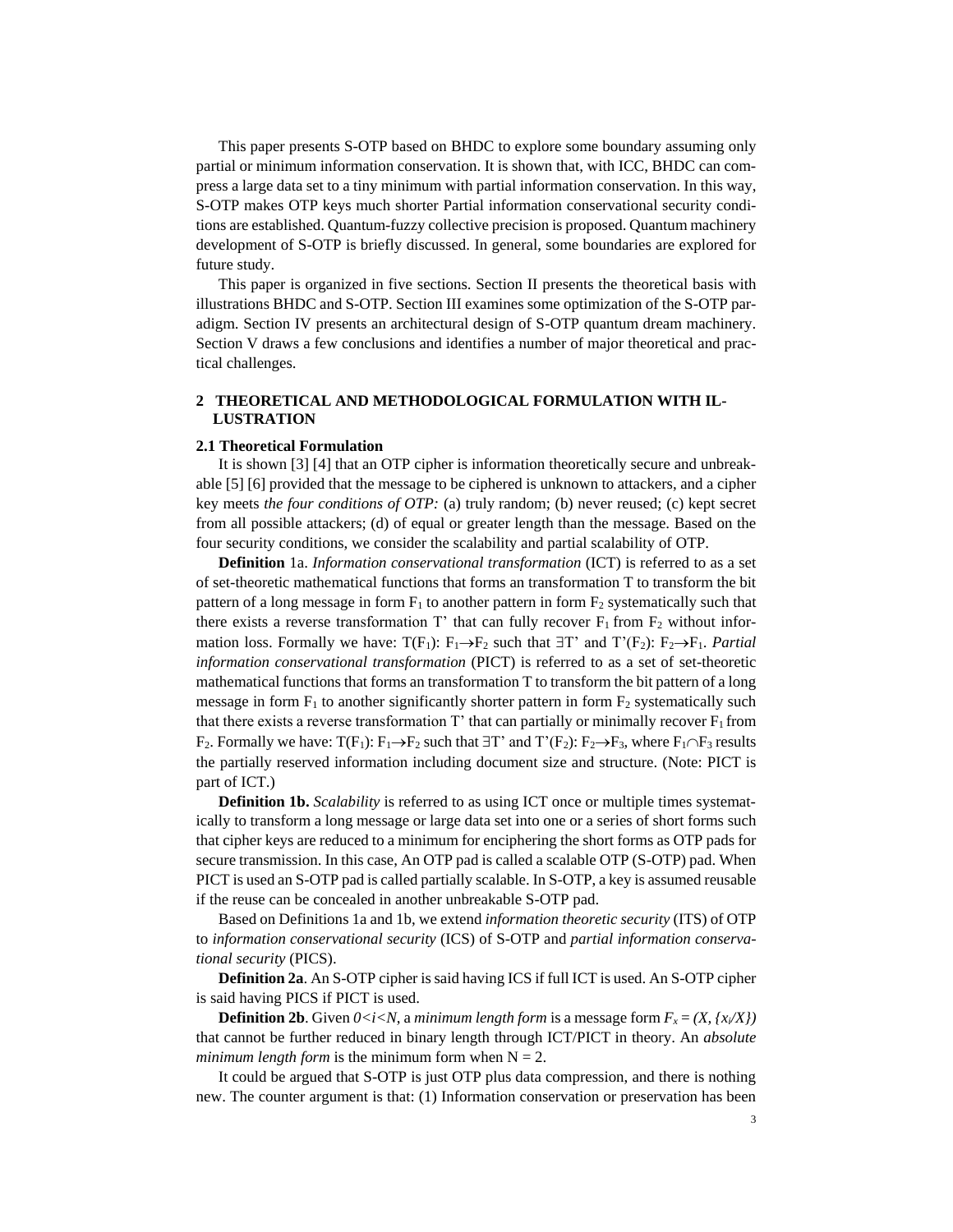This paper presents S-OTP based on BHDC to explore some boundary assuming only partial or minimum information conservation. It is shown that, with ICC, BHDC can compress a large data set to a tiny minimum with partial information conservation. In this way, S-OTP makes OTP keys much shorter Partial information conservational security conditions are established. Quantum-fuzzy collective precision is proposed. Quantum machinery development of S-OTP is briefly discussed. In general, some boundaries are explored for future study.

This paper is organized in five sections. Section II presents the theoretical basis with illustrations BHDC and S-OTP. Section III examines some optimization of the S-OTP paradigm. Section IV presents an architectural design of S-OTP quantum dream machinery. Section V draws a few conclusions and identifies a number of major theoretical and practical challenges.

## 2 THEORETICAL AND METHODOLOGICAL FORMULATION WITH ILLUSTRATION

### 2.1 Theoretical Formulation

It is shown [3] [4] that an OTP cipher is information theoretically secure and unbreakable [5] [6] provided that the message to be ciphered is unknown to attackers, and a cipher key meets *the four conditions of OTP:* (a) truly random; (b) never reused; (c) kept secret from all possible attackers; (d) of equal or greater length than the message. Based on the four security conditions, we consider the scalability and partial scalability of OTP.

**Definition** 1a. *Information conservational transformation* (ICT) is referred to as a set of set-theoretic mathematical functions that forms an transformation T to transform the bit pattern of a long message in form $F_1$ to another pattern in form $F_2$ systematically such that there exists a reverse transformation T' that can fully recover $F_1$ from $F_2$ without information loss. Formally we have: $T(F_1)$: $F_1 \rightarrow F_2$ such that $\exists$T' and T'($F_2$): $F_2 \rightarrow F_1$. *Partial information conservational transformation* (PICT) is referred to as a set of set-theoretic mathematical functions that forms an transformation T to transform the bit pattern of a long message in form $F_1$ to another significantly shorter pattern in form $F_2$ systematically such that there exists a reverse transformation T' that can partially or minimally recover $F_1$ from $F_2$. Formally we have: $T(F_1)$: $F_1 \rightarrow F_2$ such that $\exists$T' and T'($F_2$): $F_2 \rightarrow F_3$, where $F_1 \cap F_3$ results the partially reserved information including document size and structure. (Note: PICT is part of ICT.)

**Definition 1b.** *Scalability* is referred to as using ICT once or multiple times systematically to transform a long message or large data set into one or a series of short forms such that cipher keys are reduced to a minimum for enciphering the short forms as OTP pads for secure transmission. In this case, An OTP pad is called a scalable OTP (S-OTP) pad. When PICT is used an S-OTP pad is called partially scalable. In S-OTP, a key is assumed reusable if the reuse can be concealed in another unbreakable S-OTP pad.

Based on Definitions 1a and 1b, we extend *information theoretic security* (ITS) of OTP to *information conservational security* (ICS) of S-OTP and *partial information conservational security* (PICS).

**Definition 2a**. An S-OTP cipher is said having ICS if full ICT is used. An S-OTP cipher is said having PICS if PICT is used.

**Definition 2b**. Given $0<i<N$, a *minimum length form* is a message form $F_x = (X, \{x_i/X\})$ that cannot be further reduced in binary length through ICT/PICT in theory. An *absolute minimum length form* is the minimum form when N = 2.

It could be argued that S-OTP is just OTP plus data compression, and there is nothing new. The counter argument is that: (1) Information conservation or preservation has been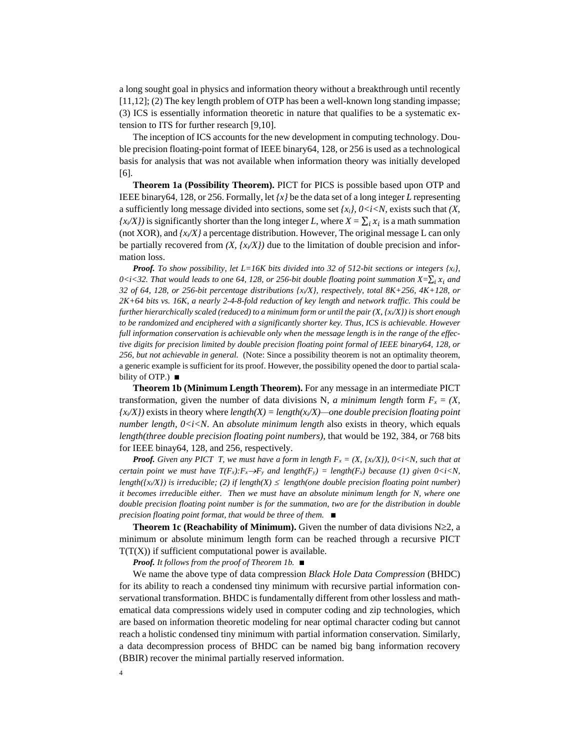a long sought goal in physics and information theory without a breakthrough until recently [11,12]; (2) The key length problem of OTP has been a well-known long standing impasse; (3) ICS is essentially information theoretic in nature that qualifies to be a systematic extension to ITS for further research [9,10].

The inception of ICS accounts for the new development in computing technology. Double precision floating-point format of IEEE binary64, 128, or 256 is used as a technological basis for analysis that was not available when information theory was initially developed [6].

**Theorem 1a (Possibility Theorem).** PICT for PICS is possible based upon OTP and IEEE binary64, 128, or 256. Formally, let $\{x\}$ be the data set of a long integer $L$ representing a sufficiently long message divided into sections, some set $\{x_i\}$, $0<i<N$, exists such that $(X, \{x_i/X\})$ is significantly shorter than the long integer $L$, where $X = \sum_i x_i$ is a math summation (not XOR), and $\{x_i/X\}$ a percentage distribution. However, The original message L can only be partially recovered from $(X, \{x_i/X\})$ due to the limitation of double precision and information loss.

***Proof.*** *To show possibility, let L=16K bits divided into 32 of 512-bit sections or integers* $\{x_i\}$, $0<i<32$. *That would leads to one 64, 128, or 256-bit double floating point summation* $X=\sum_i x_i$ *and 32 of 64, 128, or 256-bit percentage distributions* $\{x_i/X\}$, *respectively, total 8K+256, 4K+128, or 2K+64 bits vs. 16K, a nearly 2-4-8-fold reduction of key length and network traffic. This could be further hierarchically scaled (reduced) to a minimum form or until the pair* $(X, \{x_i/X\})$ *is short enough to be randomized and enciphered with a significantly shorter key. Thus, ICS is achievable. However full information conservation is achievable only when the message length is in the range of the effective digits for precision limited by double precision floating point formal of IEEE binary64, 128, or 256, but not achievable in general.* (Note: Since a possibility theorem is not an optimality theorem, a generic example is sufficient for its proof. However, the possibility opened the door to partial scalability of OTP.) ■

**Theorem 1b (Minimum Length Theorem).** For any message in an intermediate PICT transformation, given the number of data divisions N, *a minimum length* form $F_x = (X, \{x_i/X\})$ exists in theory where *length(X) = length($x_i$/X)—one double precision floating point number length*, $0<i<N$. An *absolute minimum length* also exists in theory, which equals *length(three double precision floating point numbers)*, that would be 192, 384, or 768 bits for IEEE binay64, 128, and 256, respectively.

***Proof.*** *Given any PICT T, we must have a form in length* $F_x = (X, \{x_i/X\})$, $0<i<N$, *such that at certain point we must have* $T(F_x){:}F_x \rightarrow F_y$ *and* $length(F_y) = length(F_x)$ *because (1) given* $0<i<N$, $length(\{x_i/X\})$ *is irreducible; (2) if* $length(X) \leq$ *length(one double precision floating point number) it becomes irreducible either. Then we must have an absolute minimum length for N, where one double precision floating point number is for the summation, two are for the distribution in double precision floating point format, that would be three of them.* ■

**Theorem 1c (Reachability of Minimum).** Given the number of data divisions N≥2, a minimum or absolute minimum length form can be reached through a recursive PICT T(T(X)) if sufficient computational power is available.

***Proof.*** *It follows from the proof of Theorem 1b.* ■

We name the above type of data compression *Black Hole Data Compression* (BHDC) for its ability to reach a condensed tiny minimum with recursive partial information conservational transformation. BHDC is fundamentally different from other lossless and mathematical data compressions widely used in computer coding and zip technologies, which are based on information theoretic modeling for near optimal character coding but cannot reach a holistic condensed tiny minimum with partial information conservation. Similarly, a data decompression process of BHDC can be named big bang information recovery (BBIR) recover the minimal partially reserved information.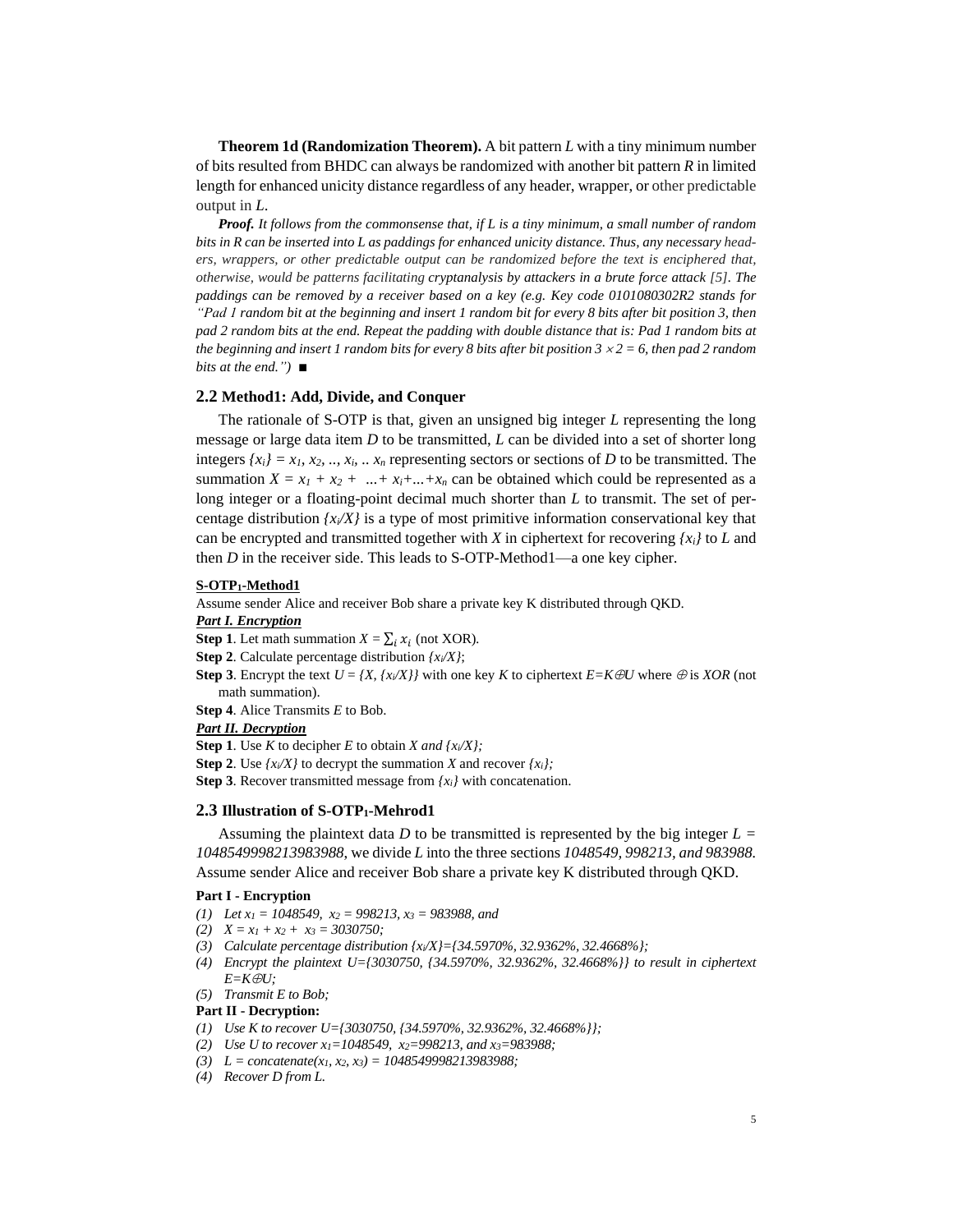**Theorem 1d (Randomization Theorem).** A bit pattern $L$ with a tiny minimum number of bits resulted from BHDC can always be randomized with another bit pattern $R$ in limited length for enhanced unicity distance regardless of any header, wrapper, or other predictable output in $L$.

***Proof.*** *It follows from the commonsense that, if L is a tiny minimum, a small number of random bits in R can be inserted into L as paddings for enhanced unicity distance. Thus, any necessary headers, wrappers, or other predictable output can be randomized before the text is enciphered that, otherwise, would be patterns facilitating cryptanalysis by attackers in a brute force attack [5]. The paddings can be removed by a receiver based on a key (e.g. Key code 0101080302R2 stands for "Pad 1 random bit at the beginning and insert 1 random bit for every 8 bits after bit position 3, then pad 2 random bits at the end. Repeat the padding with double distance that is: Pad 1 random bits at the beginning and insert 1 random bits for every 8 bits after bit position $3 \times 2 = 6$, then pad 2 random bits at the end.")* ■

## 2.2 Method1: Add, Divide, and Conquer

The rationale of S-OTP is that, given an unsigned big integer $L$ representing the long message or large data item $D$ to be transmitted, $L$ can be divided into a set of shorter long integers $\{x_i\} = x_1, x_2, .., x_i, .. x_n$ representing sectors or sections of $D$ to be transmitted. The summation $X = x_1 + x_2 + ... + x_i + ... + x_n$ can be obtained which could be represented as a long integer or a floating-point decimal much shorter than $L$ to transmit. The set of percentage distribution $\{x_i/X\}$ is a type of most primitive information conservational key that can be encrypted and transmitted together with $X$ in ciphertext for recovering $\{x_i\}$ to $L$ and then $D$ in the receiver side. This leads to S-OTP-Method1—a one key cipher.

**S-OTP$_1$-Method1**

Assume sender Alice and receiver Bob share a private key K distributed through QKD.

***Part I. Encryption***

**Step 1**. Let math summation $X = \sum_i x_i$ (not XOR).

**Step 2**. Calculate percentage distribution $\{x_i/X\}$;

**Step 3**. Encrypt the text $U = \{X, \{x_i/X\}\}$ with one key $K$ to ciphertext $E=K\oplus U$ where $\oplus$ is *XOR* (not math summation).

**Step 4**. Alice Transmits $E$ to Bob.

***Part II. Decryption***

**Step 1**. Use $K$ to decipher $E$ to obtain $X$ *and* $\{x_i/X\}$;

**Step 2**. Use $\{x_i/X\}$ to decrypt the summation $X$ and recover $\{x_i\}$;

**Step 3**. Recover transmitted message from $\{x_i\}$ with concatenation.

## 2.3 Illustration of S-OTP$_1$-Mehrod1

Assuming the plaintext data $D$ to be transmitted is represented by the big integer $L = 1048549998213983988$, we divide $L$ into the three sections *1048549, 998213, and 983988.* Assume sender Alice and receiver Bob share a private key K distributed through QKD.

**Part I - Encryption**

(1) *Let* $x_1 = 1048549$, $x_2 = 998213$, $x_3 = 983988$, *and*
(2) $X = x_1 + x_2 + x_3 = 3030750$;
(3) *Calculate percentage distribution* $\{x_i/X\}=\{34.5970\%, 32.9362\%, 32.4668\%\}$;
(4) *Encrypt the plaintext* $U=\{3030750, \{34.5970\%, 32.9362\%, 32.4668\%\}\}$ *to result in ciphertext* $E=K\oplus U$;
(5) *Transmit E to Bob;*

**Part II - Decryption:**

(1) *Use K to recover* $U=\{3030750, \{34.5970\%, 32.9362\%, 32.4668\%\}\}$;
(2) *Use U to recover* $x_1=1048549$, $x_2=998213$, *and* $x_3=983988$;
(3) $L = concatenate(x_1, x_2, x_3) = 1048549998213983988$;
(4) *Recover D from L.*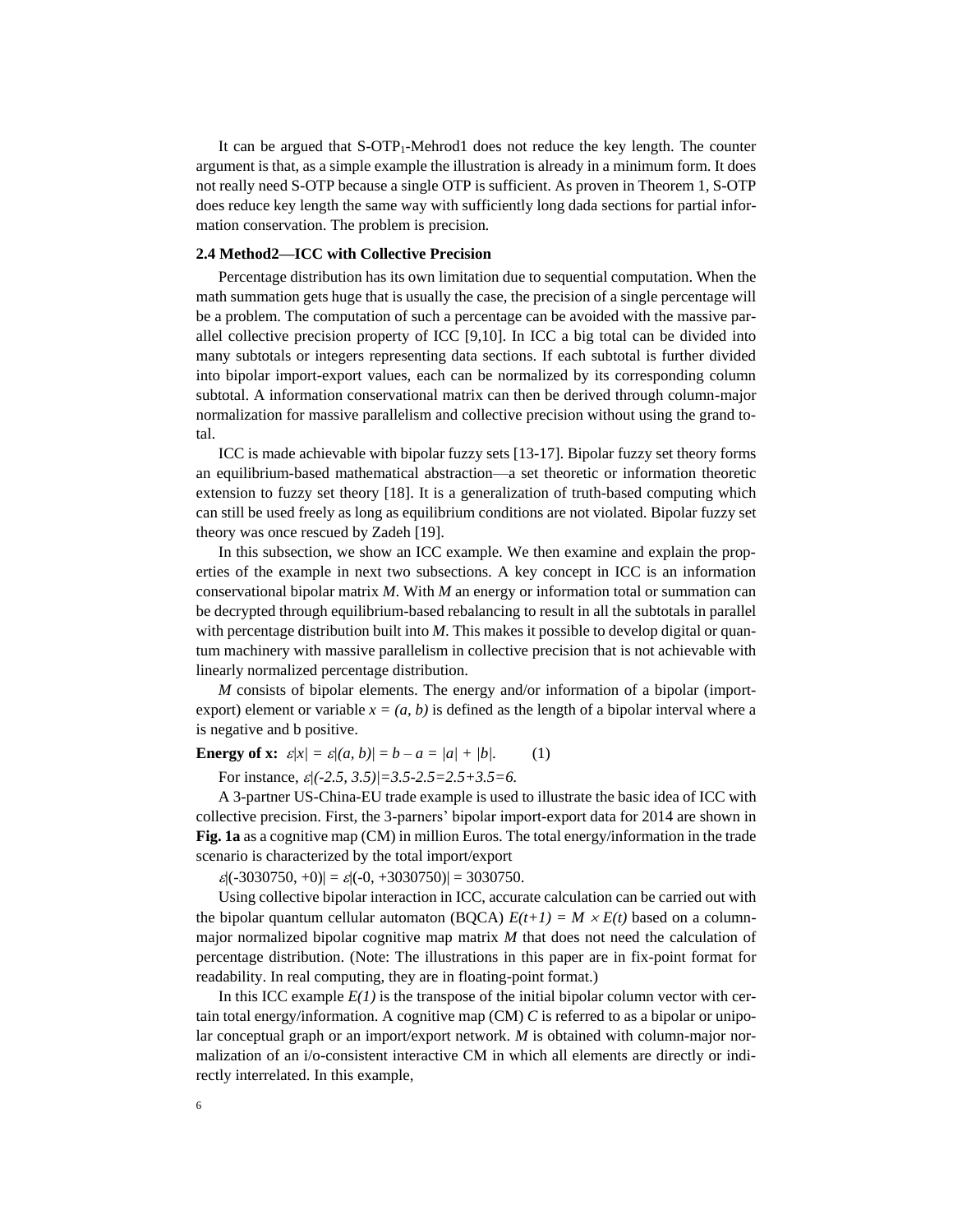It can be argued that S-OTP$_1$-Mehrod1 does not reduce the key length. The counter argument is that, as a simple example the illustration is already in a minimum form. It does not really need S-OTP because a single OTP is sufficient. As proven in Theorem 1, S-OTP does reduce key length the same way with sufficiently long dada sections for partial information conservation. The problem is precision.

### 2.4 Method2—ICC with Collective Precision

Percentage distribution has its own limitation due to sequential computation. When the math summation gets huge that is usually the case, the precision of a single percentage will be a problem. The computation of such a percentage can be avoided with the massive parallel collective precision property of ICC [9,10]. In ICC a big total can be divided into many subtotals or integers representing data sections. If each subtotal is further divided into bipolar import-export values, each can be normalized by its corresponding column subtotal. A information conservational matrix can then be derived through column-major normalization for massive parallelism and collective precision without using the grand total.

ICC is made achievable with bipolar fuzzy sets [13-17]. Bipolar fuzzy set theory forms an equilibrium-based mathematical abstraction—a set theoretic or information theoretic extension to fuzzy set theory [18]. It is a generalization of truth-based computing which can still be used freely as long as equilibrium conditions are not violated. Bipolar fuzzy set theory was once rescued by Zadeh [19].

In this subsection, we show an ICC example. We then examine and explain the properties of the example in next two subsections. A key concept in ICC is an information conservational bipolar matrix *M*. With *M* an energy or information total or summation can be decrypted through equilibrium-based rebalancing to result in all the subtotals in parallel with percentage distribution built into *M*. This makes it possible to develop digital or quantum machinery with massive parallelism in collective precision that is not achievable with linearly normalized percentage distribution.

*M* consists of bipolar elements. The energy and/or information of a bipolar (import-export) element or variable $x = (a, b)$ is defined as the length of a bipolar interval where a is negative and b positive.

**Energy of x:** $\varepsilon|x| = \varepsilon|(a, b)| = b - a = |a| + |b|$. (1)

For instance, $\varepsilon|(-2.5, 3.5)|=3.5-2.5=2.5+3.5=6$.

A 3-partner US-China-EU trade example is used to illustrate the basic idea of ICC with collective precision. First, the 3-parners' bipolar import-export data for 2014 are shown in **Fig. 1a** as a cognitive map (CM) in million Euros. The total energy/information in the trade scenario is characterized by the total import/export

$\varepsilon|(-3030750, +0)| = \varepsilon|(-0, +3030750)| = 3030750$.

Using collective bipolar interaction in ICC, accurate calculation can be carried out with the bipolar quantum cellular automaton (BQCA) $E(t+1) = M \times E(t)$ based on a column-major normalized bipolar cognitive map matrix *M* that does not need the calculation of percentage distribution. (Note: The illustrations in this paper are in fix-point format for readability. In real computing, they are in floating-point format.)

In this ICC example $E(1)$ is the transpose of the initial bipolar column vector with certain total energy/information. A cognitive map (CM) *C* is referred to as a bipolar or unipolar conceptual graph or an import/export network. *M* is obtained with column-major normalization of an i/o-consistent interactive CM in which all elements are directly or indirectly interrelated. In this example,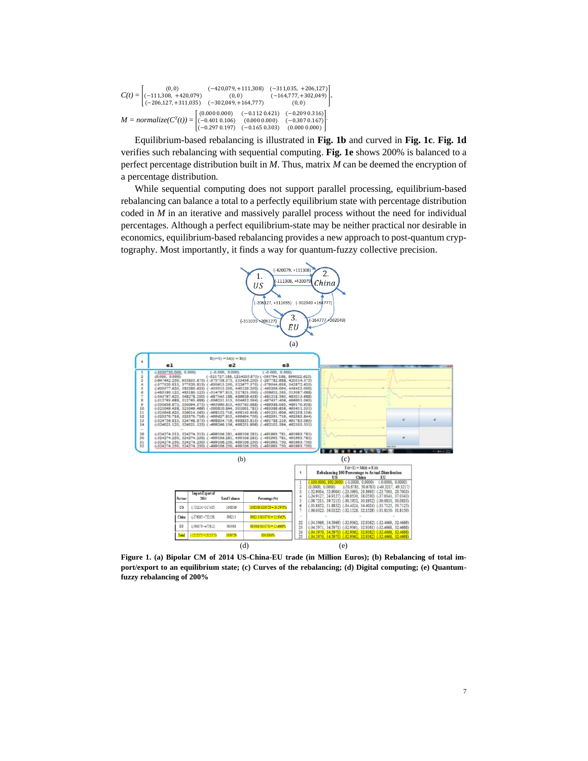$$C(t) = \begin{bmatrix} (0,0) & (-420{,}079,+111{,}308) & (-311{,}035,\ +206{,}127) \\ (-111{,}308,\ +420{,}079) & (0,0) & (-164{,}777,+302{,}049) \\ (-206{,}127,+311{,}035) & (-302{,}049,+164{,}777) & (0,0) \end{bmatrix}.$$

$$M = normalize(C^T(t)) = \begin{bmatrix} (0.000\ 0.000) & (-0.112\ 0.421) & (-0.209\ 0.316) \\ (-0.401\ 0.106) & (0.000\ 0.000) & (-0.307\ 0.167) \\ (-0.297\ 0.197) & (-0.165\ 0.303) & (0.000\ 0.000) \end{bmatrix}.$$

Equilibrium-based rebalancing is illustrated in **Fig. 1b** and curved in **Fig. 1c**. **Fig. 1d** verifies such rebalancing with sequential computing. **Fig. 1e** shows 200% is balanced to a perfect percentage distribution built in *M*. Thus, matrix *M* can be deemed the encryption of a percentage distribution.

While sequential computing does not support parallel processing, equilibrium-based rebalancing can balance a total to a perfectly equilibrium state with percentage distribution coded in *M* in an iterative and massively parallel process without the need for individual percentages. Although a perfect equilibrium-state may be neither practical nor desirable in economics, equilibrium-based rebalancing provides a new approach to post-quantum cryptography. Most importantly, it finds a way for quantum-fuzzy collective precision.

**Figure 1. (a) Bipolar CM of 2014 US-China-EU trade (in Million Euros); (b) Rebalancing of total import/export to an equilibrium state; (c) Curves of the rebalancing; (d) Digital computing; (e) Quantum-fuzzy rebalancing of 200%**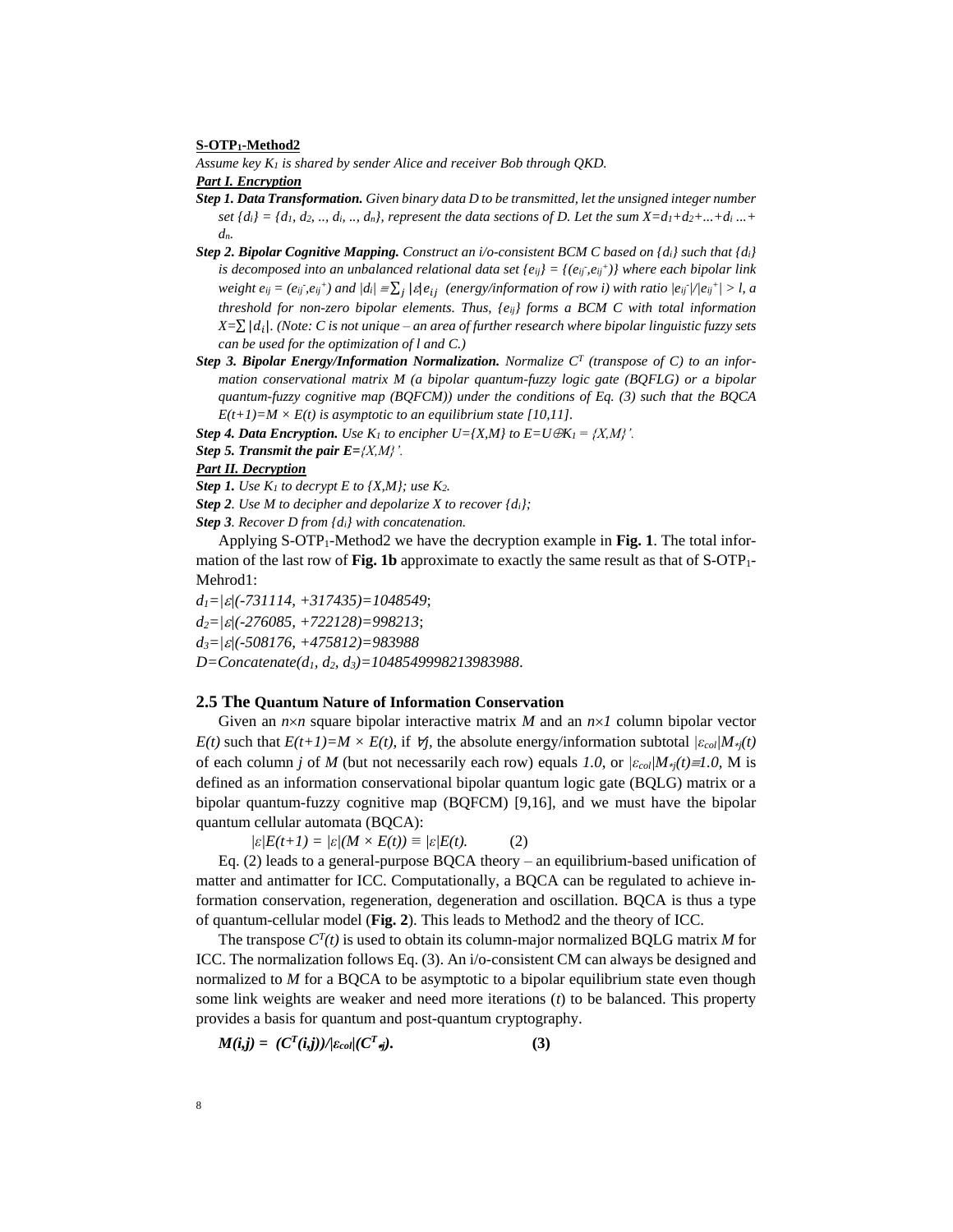**S-OTP$_1$-Method2**

*Assume key $K_1$ is shared by sender Alice and receiver Bob through QKD.*

***Part I. Encryption***

***Step 1. Data Transformation.*** *Given binary data D to be transmitted, let the unsigned integer number set $\{d_i\} = \{d_1, d_2, .., d_i, .., d_n\}$, represent the data sections of D. Let the sum $X=d_1+d_2+...+d_i ...+ d_n$.*

***Step 2. Bipolar Cognitive Mapping.*** *Construct an i/o-consistent BCM C based on $\{d_i\}$ such that $\{d_i\}$ is decomposed into an unbalanced relational data set $\{e_{ij}\} = \{(e_{ij}^-,e_{ij}^+)\}$ where each bipolar link weight $e_{ij} = (e_{ij}^-,e_{ij}^+)$ and $|d_i| \equiv \sum_j |\varepsilon|e_{ij}$ (energy/information of row i) with ratio $|e_{ij}^-|/|e_{ij}^+| > l$, a threshold for non-zero bipolar elements. Thus, $\{e_{ij}\}$ forms a BCM C with total information $X=\sum|d_i|$. (Note: C is not unique – an area of further research where bipolar linguistic fuzzy sets can be used for the optimization of l and C.)*

***Step 3. Bipolar Energy/Information Normalization.*** *Normalize $C^T$ (transpose of C) to an information conservational matrix M (a bipolar quantum-fuzzy logic gate (BQFLG) or a bipolar quantum-fuzzy cognitive map (BQFCM)) under the conditions of Eq. (3) such that the BQCA $E(t+1)=M \times E(t)$ is asymptotic to an equilibrium state [10,11].*

***Step 4. Data Encryption.*** *Use $K_1$ to encipher $U=\{X,M\}$ to $E=U\oplus K_1 = \{X,M\}'$.*

***Step 5. Transmit the pair*** $E=\{X,M\}'$.

***Part II. Decryption***

***Step 1.*** *Use $K_1$ to decrypt E to $\{X,M\}$; use $K_2$.*

***Step 2***. *Use M to decipher and depolarize X to recover $\{d_i\}$;*

***Step 3***. *Recover D from $\{d_i\}$ with concatenation.*

Applying S-OTP$_1$-Method2 we have the decryption example in **Fig. 1**. The total information of the last row of **Fig. 1b** approximate to exactly the same result as that of S-OTP$_1$-Mehrod1:

$d_1=|\varepsilon|(-731114, +317435)=1048549$;

$d_2=|\varepsilon|(-276085, +722128)=998213$;

$d_3=|\varepsilon|(-508176, +475812)=983988$

$D=Concatenate(d_1, d_2, d_3)=1048549998213983988$.

## 2.5 The Quantum Nature of Information Conservation

Given an $n\times n$ square bipolar interactive matrix $M$ and an $n\times 1$ column bipolar vector $E(t)$ such that $E(t+1)=M \times E(t)$, if $\forall j$, the absolute energy/information subtotal $|\varepsilon_{col}|M_{*j}(t)$ of each column $j$ of $M$ (but not necessarily each row) equals $1.0$, or $|\varepsilon_{col}|M_{*j}(t)\equiv 1.0$, M is defined as an information conservational bipolar quantum logic gate (BQLG) matrix or a bipolar quantum-fuzzy cognitive map (BQFCM) [9,16], and we must have the bipolar quantum cellular automata (BQCA):

$$|\varepsilon|E(t+1) = |\varepsilon|(M \times E(t)) \equiv |\varepsilon|E(t). \qquad (2)$$

Eq. (2) leads to a general-purpose BQCA theory – an equilibrium-based unification of matter and antimatter for ICC. Computationally, a BQCA can be regulated to achieve information conservation, regeneration, degeneration and oscillation. BQCA is thus a type of quantum-cellular model (**Fig. 2**). This leads to Method2 and the theory of ICC.

The transpose $C^T(t)$ is used to obtain its column-major normalized BQLG matrix $M$ for ICC. The normalization follows Eq. (3). An i/o-consistent CM can always be designed and normalized to $M$ for a BQCA to be asymptotic to a bipolar equilibrium state even though some link weights are weaker and need more iterations ($t$) to be balanced. This property provides a basis for quantum and post-quantum cryptography.

$$M(i,j) = (C^T(i,j))/|\varepsilon_{col}|(C^T_{*j}). \qquad (3)$$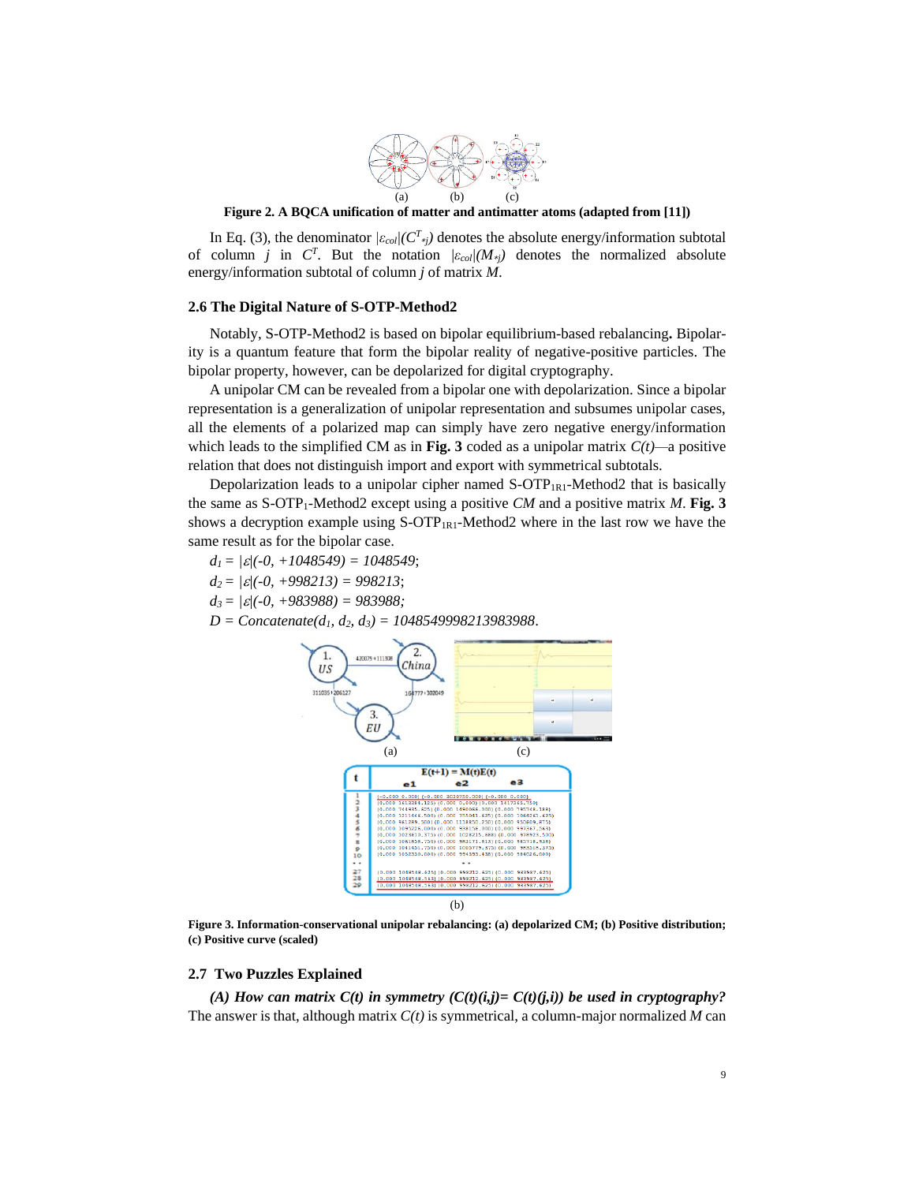**Figure 2. A BQCA unification of matter and antimatter atoms (adapted from [11])**

In Eq. (3), the denominator $|\varepsilon_{col}|(C^T_{*j})$ denotes the absolute energy/information subtotal of column $j$ in $C^T$. But the notation $|\varepsilon_{col}|(M_{*j})$ denotes the normalized absolute energy/information subtotal of column $j$ of matrix $M$.

### 2.6 The Digital Nature of S-OTP-Method2

Notably, S-OTP-Method2 is based on bipolar equilibrium-based rebalancing**.** Bipolarity is a quantum feature that form the bipolar reality of negative-positive particles. The bipolar property, however, can be depolarized for digital cryptography.

A unipolar CM can be revealed from a bipolar one with depolarization. Since a bipolar representation is a generalization of unipolar representation and subsumes unipolar cases, all the elements of a polarized map can simply have zero negative energy/information which leads to the simplified CM as in **Fig. 3** coded as a unipolar matrix $C(t)$—a positive relation that does not distinguish import and export with symmetrical subtotals.

Depolarization leads to a unipolar cipher named S-OTP$_{1R1}$-Method2 that is basically the same as S-OTP$_1$-Method2 except using a positive *CM* and a positive matrix *M*. **Fig. 3** shows a decryption example using S-OTP$_{1R1}$-Method2 where in the last row we have the same result as for the bipolar case.

$d_1 = |\varepsilon|(-0, +1048549) = 1048549$;

$d_2 = |\varepsilon|(-0, +998213) = 998213$;

$d_3 = |\varepsilon|(-0, +983988) = 983988$;

$D = Concatenate(d_1, d_2, d_3) = 1048549998213983988$.

**Figure 3. Information-conservational unipolar rebalancing: (a) depolarized CM; (b) Positive distribution; (c) Positive curve (scaled)**

### 2.7 Two Puzzles Explained

***(A) How can matrix $C(t)$ in symmetry ($C(t)(i,j)= C(t)(j,i)$) be used in cryptography?*** The answer is that, although matrix $C(t)$ is symmetrical, a column-major normalized $M$ can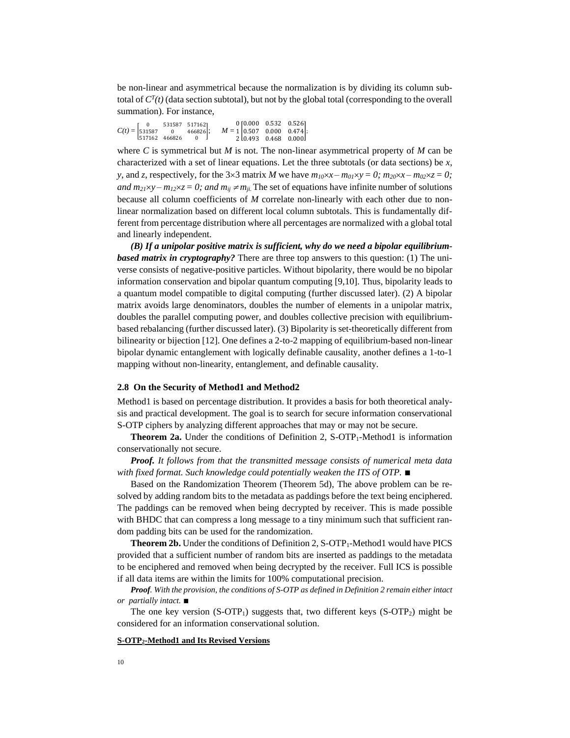be non-linear and asymmetrical because the normalization is by dividing its column subtotal of $C^T(t)$ (data section subtotal), but not by the global total (corresponding to the overall summation). For instance,

$$C(t) = \begin{bmatrix} 0 & 531587 & 517162 \\ 531587 & 0 & 466826 \\ 517162 & 466826 & 0 \end{bmatrix}; \quad M = \begin{matrix} 0 \\ 1 \\ 2 \end{matrix} \begin{bmatrix} 0.000 & 0.532 & 0.526 \\ 0.507 & 0.000 & 0.474 \\ 0.493 & 0.468 & 0.000 \end{bmatrix};$$

where $C$ is symmetrical but $M$ is not. The non-linear asymmetrical property of $M$ can be characterized with a set of linear equations. Let the three subtotals (or data sections) be $x$, $y$, and $z$, respectively, for the 3×3 matrix $M$ we have $m_{10}\times x - m_{01}\times y = 0$; $m_{20}\times x - m_{02}\times z = 0$; and $m_{21}\times y - m_{12}\times z = 0$; and $m_{ij} \neq m_{ji}$. The set of equations have infinite number of solutions because all column coefficients of $M$ correlate non-linearly with each other due to non-linear normalization based on different local column subtotals. This is fundamentally different from percentage distribution where all percentages are normalized with a global total and linearly independent.

***(B) If a unipolar positive matrix is sufficient, why do we need a bipolar equilibrium-based matrix in cryptography?*** There are three top answers to this question: (1) The universe consists of negative-positive particles. Without bipolarity, there would be no bipolar information conservation and bipolar quantum computing [9,10]. Thus, bipolarity leads to a quantum model compatible to digital computing (further discussed later). (2) A bipolar matrix avoids large denominators, doubles the number of elements in a unipolar matrix, doubles the parallel computing power, and doubles collective precision with equilibrium-based rebalancing (further discussed later). (3) Bipolarity is set-theoretically different from bilinearity or bijection [12]. One defines a 2-to-2 mapping of equilibrium-based non-linear bipolar dynamic entanglement with logically definable causality, another defines a 1-to-1 mapping without non-linearity, entanglement, and definable causality.

### 2.8 On the Security of Method1 and Method2

Method1 is based on percentage distribution. It provides a basis for both theoretical analysis and practical development. The goal is to search for secure information conservational S-OTP ciphers by analyzing different approaches that may or may not be secure.

**Theorem 2a.** Under the conditions of Definition 2, S-OTP$_1$-Method1 is information conservationally not secure.

***Proof.*** *It follows from that the transmitted message consists of numerical meta data with fixed format. Such knowledge could potentially weaken the ITS of OTP.* ■

Based on the Randomization Theorem (Theorem 5d), The above problem can be resolved by adding random bits to the metadata as paddings before the text being enciphered. The paddings can be removed when being decrypted by receiver. This is made possible with BHDC that can compress a long message to a tiny minimum such that sufficient random padding bits can be used for the randomization.

**Theorem 2b.** Under the conditions of Definition 2, S-OTP$_1$-Method1 would have PICS provided that a sufficient number of random bits are inserted as paddings to the metadata to be enciphered and removed when being decrypted by the receiver. Full ICS is possible if all data items are within the limits for 100% computational precision.

***Proof.*** *With the provision, the conditions of S-OTP as defined in Definition 2 remain either intact or partially intact.* ■

The one key version (S-OTP$_1$) suggests that, two different keys (S-OTP$_2$) might be considered for an information conservational solution.

**S-OTP$_2$-Method1 and Its Revised Versions**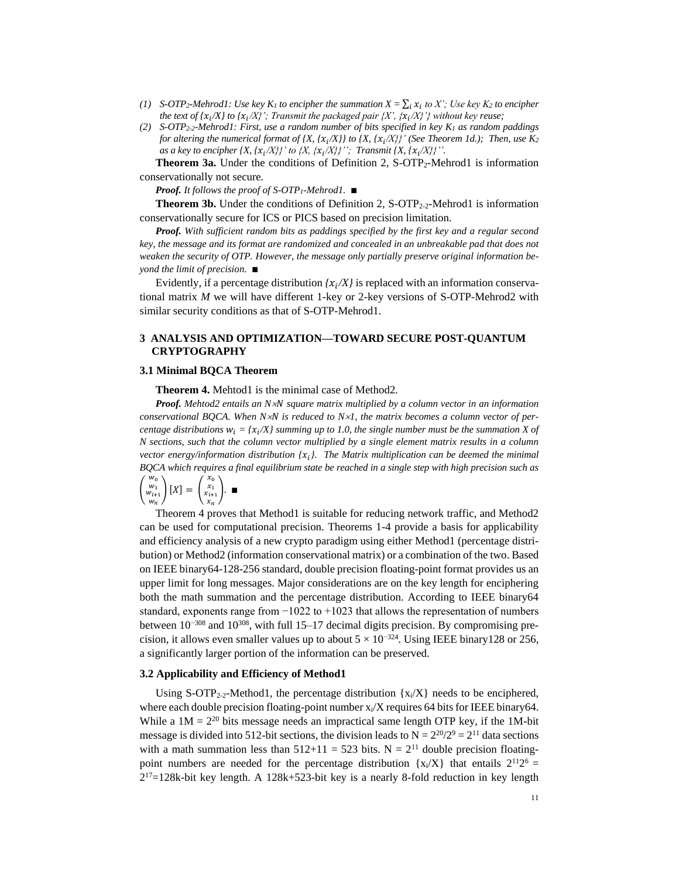(1) *S-OTP$_2$-Mehrod1: Use key $K_1$ to encipher the summation $X = \sum_i x_i$ to X'; Use key $K_2$ to encipher the text of $\{x_i/X\}$ to $\{x_i/X\}$'; Transmit the packaged pair {X', $\{x_i/X\}$'} without key reuse;*

(2) *S-OTP$_{2\text{-}2}$-Mehrod1: First, use a random number of bits specified in key $K_1$ as random paddings for altering the numerical format of {X, $\{x_i/X\}$} to {X, $\{x_i/X\}$}' (See Theorem 1d.); Then, use $K_2$ as a key to encipher {X, $\{x_i/X\}$}' to {X, $\{x_i/X\}$}''; Transmit {X, $\{x_i/X\}$}''.*

**Theorem 3a.** Under the conditions of Definition 2, S-OTP$_2$-Mehrod1 is information conservationally not secure.

***Proof.*** *It follows the proof of S-OTP$_1$-Mehrod1.* ∎

**Theorem 3b.** Under the conditions of Definition 2, S-OTP$_{2\text{-}2}$-Mehrod1 is information conservationally secure for ICS or PICS based on precision limitation.

***Proof.*** *With sufficient random bits as paddings specified by the first key and a regular second key, the message and its format are randomized and concealed in an unbreakable pad that does not weaken the security of OTP. However, the message only partially preserve original information beyond the limit of precision.* ∎

Evidently, if a percentage distribution $\{x_i/X\}$ is replaced with an information conservational matrix *M* we will have different 1-key or 2-key versions of S-OTP-Mehrod2 with similar security conditions as that of S-OTP-Mehrod1.

## 3 ANALYSIS AND OPTIMIZATION—TOWARD SECURE POST-QUANTUM CRYPTOGRAPHY

### 3.1 Minimal BQCA Theorem

**Theorem 4.** Mehtod1 is the minimal case of Method2.

***Proof.*** *Mehtod2 entails an N×N square matrix multiplied by a column vector in an information conservational BQCA. When N×N is reduced to N×1, the matrix becomes a column vector of percentage distributions $w_i = \{x_i/X\}$ summing up to 1.0, the single number must be the summation X of N sections, such that the column vector multiplied by a single element matrix results in a column vector energy/information distribution $\{x_i\}$. The Matrix multiplication can be deemed the minimal BQCA which requires a final equilibrium state be reached in a single step with high precision such as* $\begin{pmatrix} w_0 \\ w_1 \\ w_{i+1} \\ w_n \end{pmatrix} [X] = \begin{pmatrix} x_0 \\ x_1 \\ x_{i+1} \\ x_n \end{pmatrix}$. ∎

Theorem 4 proves that Method1 is suitable for reducing network traffic, and Method2 can be used for computational precision. Theorems 1-4 provide a basis for applicability and efficiency analysis of a new crypto paradigm using either Method1 (percentage distribution) or Method2 (information conservational matrix) or a combination of the two. Based on IEEE binary64-128-256 standard, double precision floating-point format provides us an upper limit for long messages. Major considerations are on the key length for enciphering both the math summation and the percentage distribution. According to IEEE binary64 standard, exponents range from −1022 to +1023 that allows the representation of numbers between $10^{-308}$ and $10^{308}$, with full 15–17 decimal digits precision. By compromising precision, it allows even smaller values up to about $5 \times 10^{-324}$. Using IEEE binary128 or 256, a significantly larger portion of the information can be preserved.

### 3.2 Applicability and Efficiency of Method1

Using S-OTP$_{2\text{-}2}$-Method1, the percentage distribution $\{x_i/X\}$ needs to be enciphered, where each double precision floating-point number $x_i/X$ requires 64 bits for IEEE binary64. While a $1M = 2^{20}$ bits message needs an impractical same length OTP key, if the 1M-bit message is divided into 512-bit sections, the division leads to $N = 2^{20}/2^9 = 2^{11}$ data sections with a math summation less than $512+11 = 523$ bits. $N = 2^{11}$ double precision floating-point numbers are needed for the percentage distribution $\{x_i/X\}$ that entails $2^{11}2^6 = 2^{17}$=128k-bit key length. A 128k+523-bit key is a nearly 8-fold reduction in key length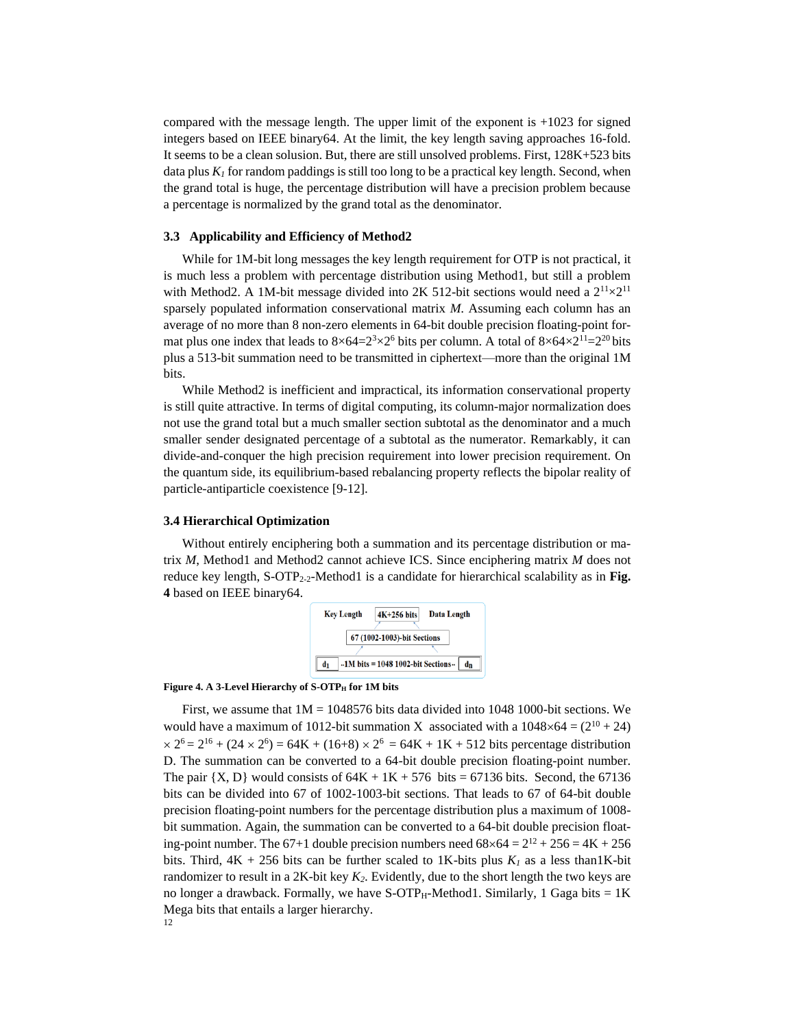compared with the message length. The upper limit of the exponent is +1023 for signed integers based on IEEE binary64. At the limit, the key length saving approaches 16-fold. It seems to be a clean solusion. But, there are still unsolved problems. First, 128K+523 bits data plus $K_1$ for random paddings is still too long to be a practical key length. Second, when the grand total is huge, the percentage distribution will have a precision problem because a percentage is normalized by the grand total as the denominator.

### 3.3 Applicability and Efficiency of Method2

While for 1M-bit long messages the key length requirement for OTP is not practical, it is much less a problem with percentage distribution using Method1, but still a problem with Method2. A 1M-bit message divided into 2K 512-bit sections would need a $2^{11}\times2^{11}$ sparsely populated information conservational matrix *M*. Assuming each column has an average of no more than 8 non-zero elements in 64-bit double precision floating-point format plus one index that leads to $8\times64=2^3\times2^6$ bits per column. A total of $8\times64\times2^{11}=2^{20}$ bits plus a 513-bit summation need to be transmitted in ciphertext—more than the original 1M bits.

While Method2 is inefficient and impractical, its information conservational property is still quite attractive. In terms of digital computing, its column-major normalization does not use the grand total but a much smaller section subtotal as the denominator and a much smaller sender designated percentage of a subtotal as the numerator. Remarkably, it can divide-and-conquer the high precision requirement into lower precision requirement. On the quantum side, its equilibrium-based rebalancing property reflects the bipolar reality of particle-antiparticle coexistence [9-12].

### 3.4 Hierarchical Optimization

Without entirely enciphering both a summation and its percentage distribution or matrix *M*, Method1 and Method2 cannot achieve ICS. Since enciphering matrix *M* does not reduce key length, S-OTP$_{2\text{-}2}$-Method1 is a candidate for hierarchical scalability as in **Fig. 4** based on IEEE binary64.

**Figure 4. A 3-Level Hierarchy of S-OTP$_H$ for 1M bits**

First, we assume that 1M = 1048576 bits data divided into 1048 1000-bit sections. We would have a maximum of 1012-bit summation X associated with a $1048\times64 = (2^{10} + 24) \times 2^6 = 2^{16} + (24 \times 2^6) = 64\text{K} + (16+8) \times 2^6 = 64\text{K} + 1\text{K} + 512$ bits percentage distribution D. The summation can be converted to a 64-bit double precision floating-point number. The pair {X, D} would consists of 64K + 1K + 576 bits = 67136 bits. Second, the 67136 bits can be divided into 67 of 1002-1003-bit sections. That leads to 67 of 64-bit double precision floating-point numbers for the percentage distribution plus a maximum of 1008-bit summation. Again, the summation can be converted to a 64-bit double precision floating-point number. The 67+1 double precision numbers need $68\times64 = 2^{12} + 256 = 4\text{K} + 256$ bits. Third, 4K + 256 bits can be further scaled to 1K-bits plus $K_1$ as a less than1K-bit randomizer to result in a 2K-bit key $K_2$. Evidently, due to the short length the two keys are no longer a drawback. Formally, we have S-OTP$_H$-Method1. Similarly, 1 Gaga bits = 1K Mega bits that entails a larger hierarchy.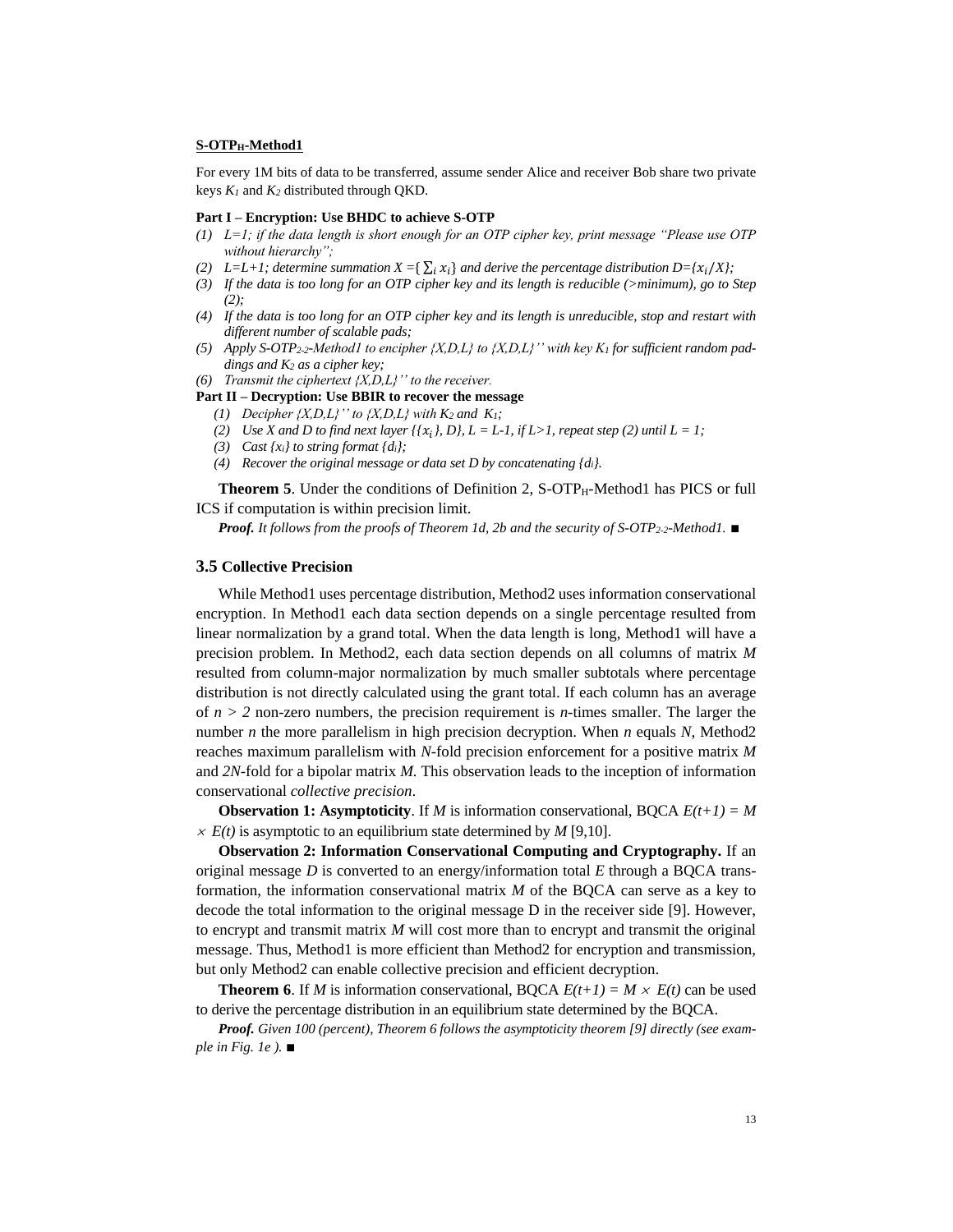**S-OTP$_H$-Method1**

For every 1M bits of data to be transferred, assume sender Alice and receiver Bob share two private keys $K_1$ and $K_2$ distributed through QKD.

**Part I – Encryption: Use BHDC to achieve S-OTP**

1. *L=1; if the data length is short enough for an OTP cipher key, print message "Please use OTP without hierarchy";*
2. *L=L+1; determine summation X ={$\sum_i x_i$} and derive the percentage distribution D={$x_i/X$};*
3. *If the data is too long for an OTP cipher key and its length is reducible (>minimum), go to Step (2);*
4. *If the data is too long for an OTP cipher key and its length is unreducible, stop and restart with different number of scalable pads;*
5. *Apply S-OTP$_{2\text{-}2}$-Method1 to encipher {X,D,L} to {X,D,L}'' with key $K_1$ for sufficient random paddings and $K_2$ as a cipher key;*
6. *Transmit the ciphertext {X,D,L}'' to the receiver.*

**Part II – Decryption: Use BBIR to recover the message**

1. *Decipher {X,D,L}'' to {X,D,L} with $K_2$ and $K_1$;*
2. *Use X and D to find next layer {{$x_i$}, D}, L = L-1, if L>1, repeat step (2) until L = 1;*
3. *Cast {$x_i$} to string format {$d_i$};*
4. *Recover the original message or data set D by concatenating {$d_i$}.*

**Theorem 5**. Under the conditions of Definition 2, S-OTP$_H$-Method1 has PICS or full ICS if computation is within precision limit.

***Proof.*** *It follows from the proofs of Theorem 1d, 2b and the security of S-OTP$_{2\text{-}2}$-Method1.* ■

## 3.5 Collective Precision

While Method1 uses percentage distribution, Method2 uses information conservational encryption. In Method1 each data section depends on a single percentage resulted from linear normalization by a grand total. When the data length is long, Method1 will have a precision problem. In Method2, each data section depends on all columns of matrix *M* resulted from column-major normalization by much smaller subtotals where percentage distribution is not directly calculated using the grant total. If each column has an average of $n > 2$ non-zero numbers, the precision requirement is *n*-times smaller. The larger the number *n* the more parallelism in high precision decryption. When *n* equals *N*, Method2 reaches maximum parallelism with *N*-fold precision enforcement for a positive matrix *M* and *2N*-fold for a bipolar matrix *M*. This observation leads to the inception of information conservational *collective precision*.

**Observation 1: Asymptoticity**. If *M* is information conservational, BQCA $E(t+1) = M \times E(t)$ is asymptotic to an equilibrium state determined by *M* [9,10].

**Observation 2: Information Conservational Computing and Cryptography.** If an original message *D* is converted to an energy/information total *E* through a BQCA transformation, the information conservational matrix *M* of the BQCA can serve as a key to decode the total information to the original message D in the receiver side [9]. However, to encrypt and transmit matrix *M* will cost more than to encrypt and transmit the original message. Thus, Method1 is more efficient than Method2 for encryption and transmission, but only Method2 can enable collective precision and efficient decryption.

**Theorem 6**. If *M* is information conservational, BQCA $E(t+1) = M \times E(t)$ can be used to derive the percentage distribution in an equilibrium state determined by the BQCA.

***Proof.*** *Given 100 (percent), Theorem 6 follows the asymptoticity theorem [9] directly (see example in Fig. 1e ).* ■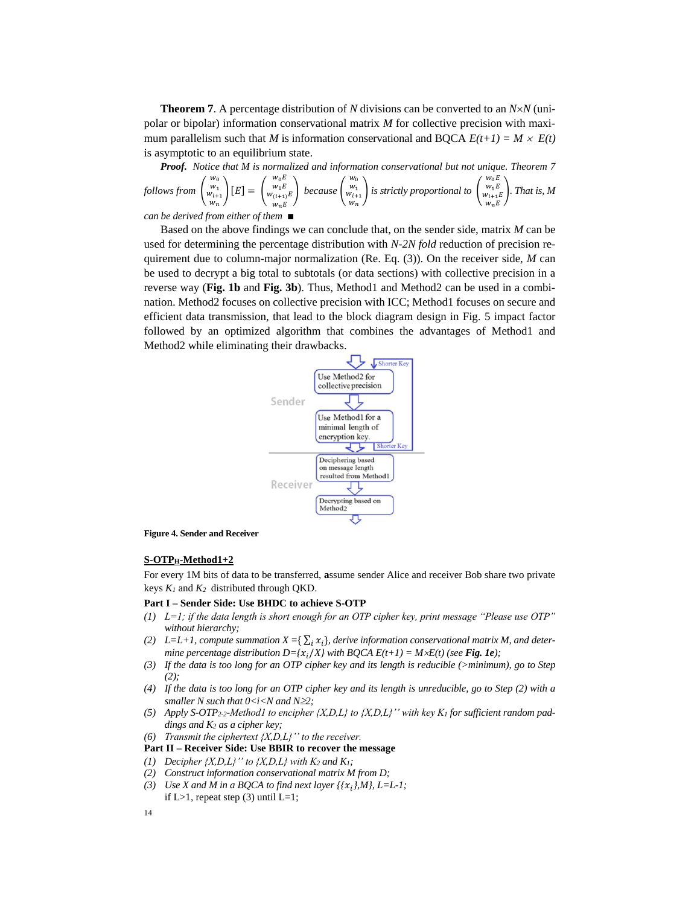**Theorem 7**. A percentage distribution of $N$ divisions can be converted to an $N \times N$ (unipolar or bipolar) information conservational matrix $M$ for collective precision with maximum parallelism such that $M$ is information conservational and BQCA $E(t+1) = M \times E(t)$ is asymptotic to an equilibrium state.

***Proof.*** *Notice that M is normalized and information conservational but not unique. Theorem 7 follows from* $\begin{pmatrix} w_0 \\ w_1 \\ w_{i+1} \\ w_n \end{pmatrix}[E] = \begin{pmatrix} w_0 E \\ w_1 E \\ w_{(i+1)} E \\ w_n E \end{pmatrix}$ *because* $\begin{pmatrix} w_0 \\ w_1 \\ w_{i+1} \\ w_n \end{pmatrix}$ *is strictly proportional to* $\begin{pmatrix} w_0 E \\ w_1 E \\ w_{i+1} E \\ w_n E \end{pmatrix}$. *That is, M can be derived from either of them* ∎

Based on the above findings we can conclude that, on the sender side, matrix $M$ can be used for determining the percentage distribution with *N-2N fold* reduction of precision requirement due to column-major normalization (Re. Eq. (3)). On the receiver side, $M$ can be used to decrypt a big total to subtotals (or data sections) with collective precision in a reverse way (**Fig. 1b** and **Fig. 3b**). Thus, Method1 and Method2 can be used in a combination. Method2 focuses on collective precision with ICC; Method1 focuses on secure and efficient data transmission, that lead to the block diagram design in Fig. 5 impact factor followed by an optimized algorithm that combines the advantages of Method1 and Method2 while eliminating their drawbacks.

Sender: Use Method2 for collective precision → Use Method1 for a minimal length of encryption key (Shorter Key, loop back) → Receiver: Deciphering based on message length resulted from Method1 → Decrypting based on Method2

**Figure 4. Sender and Receiver**

**S-OTP$_H$-Method1+2**

For every 1M bits of data to be transferred, **a**ssume sender Alice and receiver Bob share two private keys $K_1$ and $K_2$ distributed through QKD.

**Part I – Sender Side: Use BHDC to achieve S-OTP**

1. *L=1; if the data length is short enough for an OTP cipher key, print message "Please use OTP" without hierarchy;*
2. *L=L+1, compute summation* $X = \{\sum_i x_i\}$, *derive information conservational matrix M, and determine percentage distribution* $D=\{x_i/X\}$ *with BQCA E(t+1) = M×E(t) (see* ***Fig. 1e****);*
3. *If the data is too long for an OTP cipher key and its length is reducible (>minimum), go to Step (2);*
4. *If the data is too long for an OTP cipher key and its length is unreducible, go to Step (2) with a smaller N such that 0<i<N and N≥2;*
5. *Apply S-OTP$_{2\text{-}2}$-Method1 to encipher {X,D,L} to {X,D,L}'' with key $K_1$ for sufficient random paddings and $K_2$ as a cipher key;*
6. *Transmit the ciphertext {X,D,L}'' to the receiver.*

**Part II – Receiver Side: Use BBIR to recover the message**

1. *Decipher {X,D,L}'' to {X,D,L} with $K_2$ and $K_1$;*
2. *Construct information conservational matrix M from D;*
3. *Use X and M in a BQCA to find next layer* $\{\{x_i\},M\}$, *L=L-1;*
   if L>1, repeat step (3) until L=1;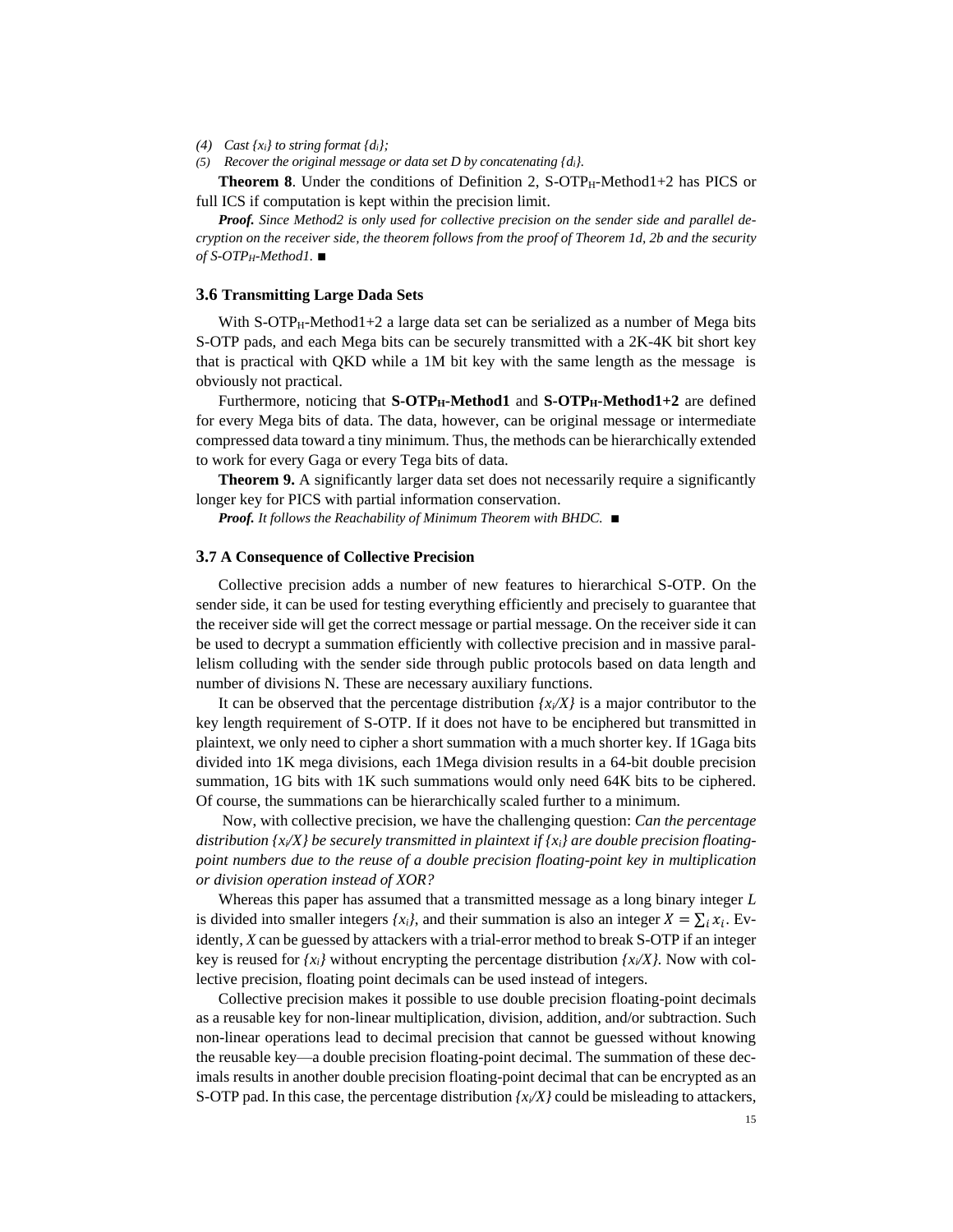*(4) Cast $\{x_i\}$ to string format $\{d_i\}$;*

*(5) Recover the original message or data set D by concatenating $\{d_i\}$.*

**Theorem 8**. Under the conditions of Definition 2, S-OTP$_H$-Method1+2 has PICS or full ICS if computation is kept within the precision limit.

***Proof.*** *Since Method2 is only used for collective precision on the sender side and parallel decryption on the receiver side, the theorem follows from the proof of Theorem 1d, 2b and the security of S-OTP$_H$-Method1.* ■

### 3.6 Transmitting Large Dada Sets

With S-OTP$_H$-Method1+2 a large data set can be serialized as a number of Mega bits S-OTP pads, and each Mega bits can be securely transmitted with a 2K-4K bit short key that is practical with QKD while a 1M bit key with the same length as the message is obviously not practical.

Furthermore, noticing that **S-OTP$_H$-Method1** and **S-OTP$_H$-Method1+2** are defined for every Mega bits of data. The data, however, can be original message or intermediate compressed data toward a tiny minimum. Thus, the methods can be hierarchically extended to work for every Gaga or every Tega bits of data.

**Theorem 9.** A significantly larger data set does not necessarily require a significantly longer key for PICS with partial information conservation.

***Proof.*** *It follows the Reachability of Minimum Theorem with BHDC.* ■

### 3.7 A Consequence of Collective Precision

Collective precision adds a number of new features to hierarchical S-OTP. On the sender side, it can be used for testing everything efficiently and precisely to guarantee that the receiver side will get the correct message or partial message. On the receiver side it can be used to decrypt a summation efficiently with collective precision and in massive parallelism colluding with the sender side through public protocols based on data length and number of divisions N. These are necessary auxiliary functions.

It can be observed that the percentage distribution $\{x_i/X\}$ is a major contributor to the key length requirement of S-OTP. If it does not have to be enciphered but transmitted in plaintext, we only need to cipher a short summation with a much shorter key. If 1Gaga bits divided into 1K mega divisions, each 1Mega division results in a 64-bit double precision summation, 1G bits with 1K such summations would only need 64K bits to be ciphered. Of course, the summations can be hierarchically scaled further to a minimum.

Now, with collective precision, we have the challenging question: *Can the percentage distribution $\{x_i/X\}$ be securely transmitted in plaintext if $\{x_i\}$ are double precision floating-point numbers due to the reuse of a double precision floating-point key in multiplication or division operation instead of XOR?*

Whereas this paper has assumed that a transmitted message as a long binary integer *L* is divided into smaller integers $\{x_i\}$, and their summation is also an integer $X = \sum_i x_i$. Evidently, *X* can be guessed by attackers with a trial-error method to break S-OTP if an integer key is reused for $\{x_i\}$ without encrypting the percentage distribution $\{x_i/X\}$. Now with collective precision, floating point decimals can be used instead of integers.

Collective precision makes it possible to use double precision floating-point decimals as a reusable key for non-linear multiplication, division, addition, and/or subtraction. Such non-linear operations lead to decimal precision that cannot be guessed without knowing the reusable key—a double precision floating-point decimal. The summation of these decimals results in another double precision floating-point decimal that can be encrypted as an S-OTP pad. In this case, the percentage distribution $\{x_i/X\}$ could be misleading to attackers,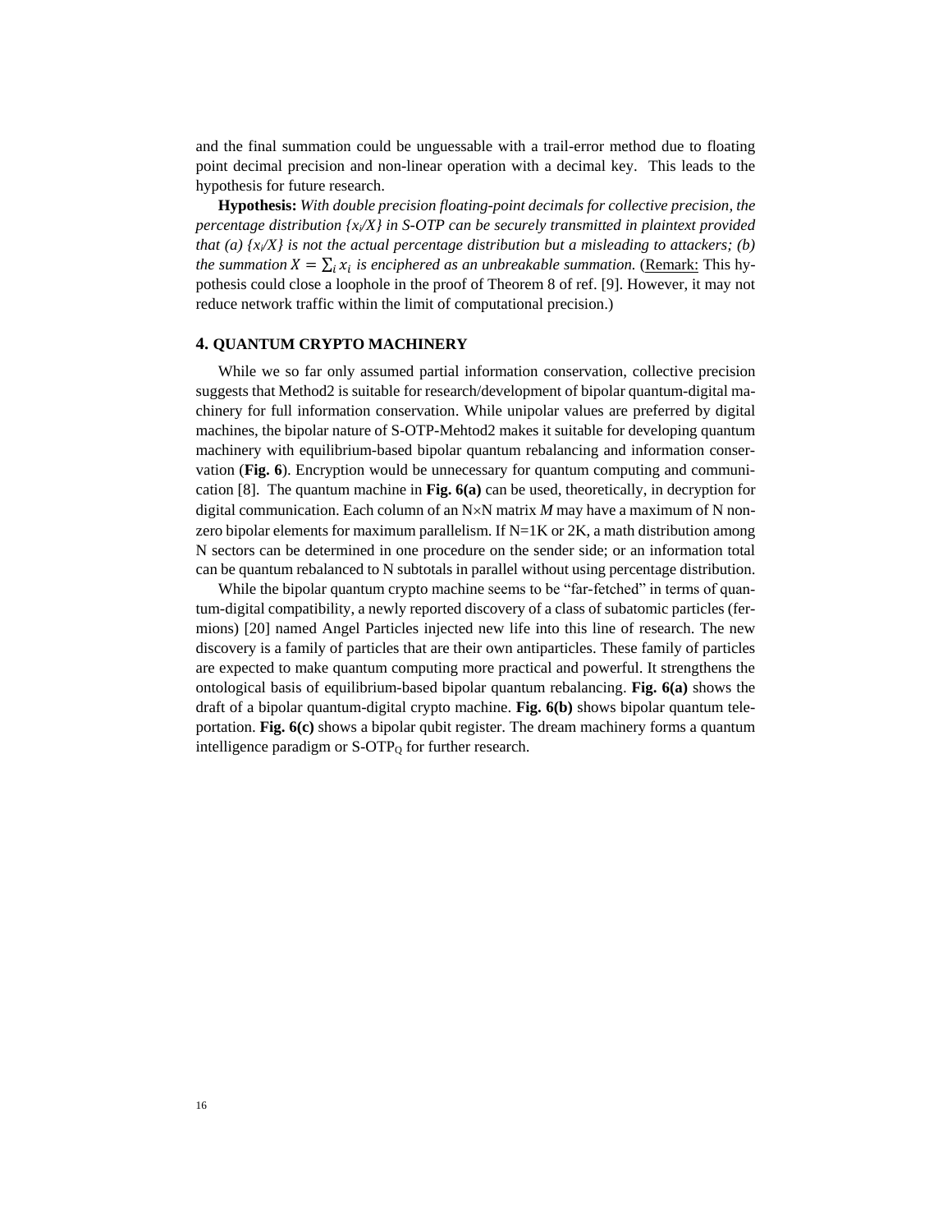and the final summation could be unguessable with a trail-error method due to floating point decimal precision and non-linear operation with a decimal key. This leads to the hypothesis for future research.

**Hypothesis:** *With double precision floating-point decimals for collective precision, the percentage distribution {$x_i$/X} in S-OTP can be securely transmitted in plaintext provided that (a) {$x_i$/X} is not the actual percentage distribution but a misleading to attackers; (b) the summation $X = \sum_i x_i$ is enciphered as an unbreakable summation.* (Remark: This hypothesis could close a loophole in the proof of Theorem 8 of ref. [9]. However, it may not reduce network traffic within the limit of computational precision.)

## 4. QUANTUM CRYPTO MACHINERY

While we so far only assumed partial information conservation, collective precision suggests that Method2 is suitable for research/development of bipolar quantum-digital machinery for full information conservation. While unipolar values are preferred by digital machines, the bipolar nature of S-OTP-Mehtod2 makes it suitable for developing quantum machinery with equilibrium-based bipolar quantum rebalancing and information conservation (**Fig. 6**). Encryption would be unnecessary for quantum computing and communication [8]. The quantum machine in **Fig. 6(a)** can be used, theoretically, in decryption for digital communication. Each column of an N×N matrix *M* may have a maximum of N nonzero bipolar elements for maximum parallelism. If N=1K or 2K, a math distribution among N sectors can be determined in one procedure on the sender side; or an information total can be quantum rebalanced to N subtotals in parallel without using percentage distribution.

While the bipolar quantum crypto machine seems to be "far-fetched" in terms of quantum-digital compatibility, a newly reported discovery of a class of subatomic particles (fermions) [20] named Angel Particles injected new life into this line of research. The new discovery is a family of particles that are their own antiparticles. These family of particles are expected to make quantum computing more practical and powerful. It strengthens the ontological basis of equilibrium-based bipolar quantum rebalancing. **Fig. 6(a)** shows the draft of a bipolar quantum-digital crypto machine. **Fig. 6(b)** shows bipolar quantum teleportation. **Fig. 6(c)** shows a bipolar qubit register. The dream machinery forms a quantum intelligence paradigm or S-OTP$_Q$ for further research.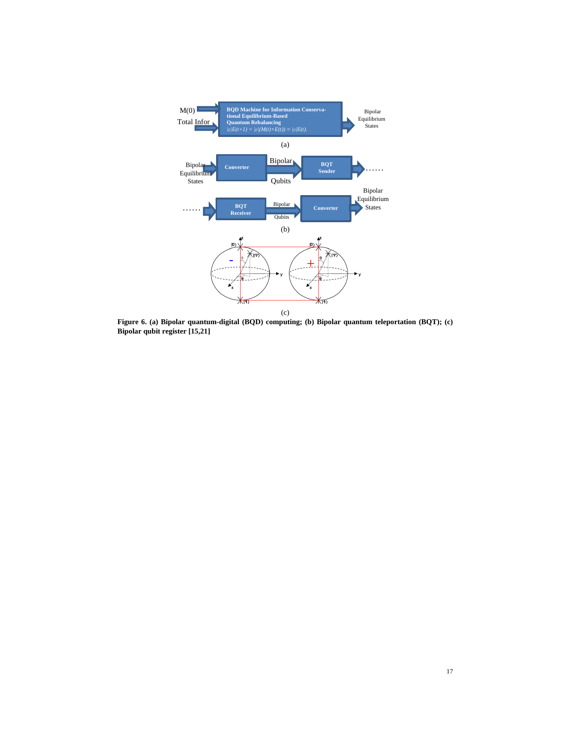M(0)

Total Infor

**BQD Machine for Information Conservational Equilibrium-Based Quantum Rebalancing**

$|\varepsilon|E(t+1) = |\varepsilon|(M(t)\times E(t)) = |\varepsilon|E(t).$

Bipolar Equilibrium States

(a)

Bipolar Equilibrium States → **Converter** → Bipolar Qubits → **BQT Sender** → ……

…… → **BQT Receiver** → Bipolar Qubits → **Converter** → Bipolar Equilibrium States

(b)

(c)

**Figure 6. (a) Bipolar quantum-digital (BQD) computing; (b) Bipolar quantum teleportation (BQT); (c) Bipolar qubit register [15,21]**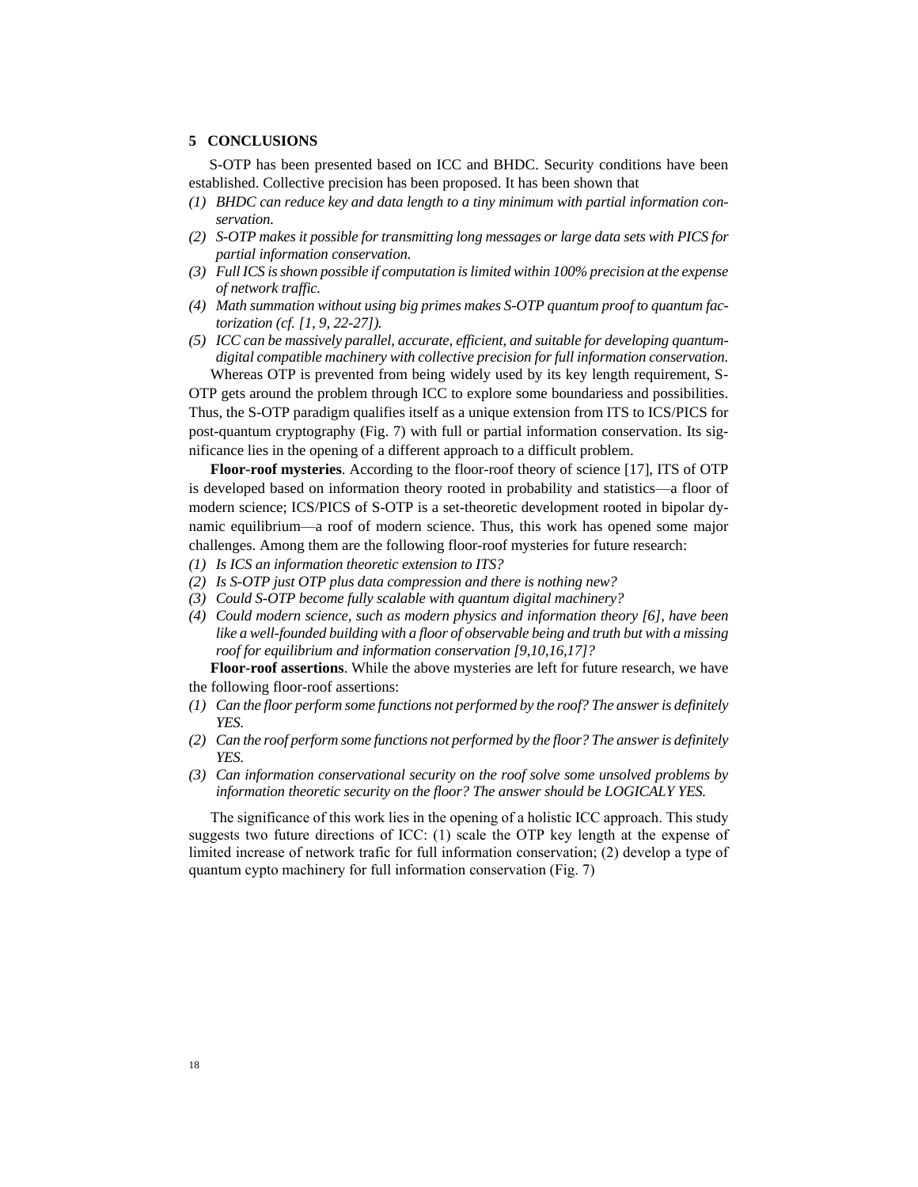## 5 CONCLUSIONS

S-OTP has been presented based on ICC and BHDC. Security conditions have been established. Collective precision has been proposed. It has been shown that

*(1) BHDC can reduce key and data length to a tiny minimum with partial information conservation.*

*(2) S-OTP makes it possible for transmitting long messages or large data sets with PICS for partial information conservation.*

*(3) Full ICS is shown possible if computation is limited within 100% precision at the expense of network traffic.*

*(4) Math summation without using big primes makes S-OTP quantum proof to quantum factorization (cf. [1, 9, 22-27]).*

*(5) ICC can be massively parallel, accurate, efficient, and suitable for developing quantum-digital compatible machinery with collective precision for full information conservation.*

Whereas OTP is prevented from being widely used by its key length requirement, S-OTP gets around the problem through ICC to explore some boundariess and possibilities. Thus, the S-OTP paradigm qualifies itself as a unique extension from ITS to ICS/PICS for post-quantum cryptography (Fig. 7) with full or partial information conservation. Its significance lies in the opening of a different approach to a difficult problem.

**Floor-roof mysteries**. According to the floor-roof theory of science [17], ITS of OTP is developed based on information theory rooted in probability and statistics—a floor of modern science; ICS/PICS of S-OTP is a set-theoretic development rooted in bipolar dynamic equilibrium—a roof of modern science. Thus, this work has opened some major challenges. Among them are the following floor-roof mysteries for future research:

*(1) Is ICS an information theoretic extension to ITS?*

*(2) Is S-OTP just OTP plus data compression and there is nothing new?*

*(3) Could S-OTP become fully scalable with quantum digital machinery?*

*(4) Could modern science, such as modern physics and information theory [6], have been like a well-founded building with a floor of observable being and truth but with a missing roof for equilibrium and information conservation [9,10,16,17]?*

**Floor-roof assertions**. While the above mysteries are left for future research, we have the following floor-roof assertions:

*(1) Can the floor perform some functions not performed by the roof? The answer is definitely YES.*

*(2) Can the roof perform some functions not performed by the floor? The answer is definitely YES.*

*(3) Can information conservational security on the roof solve some unsolved problems by information theoretic security on the floor? The answer should be LOGICALY YES.*

The significance of this work lies in the opening of a holistic ICC approach. This study suggests two future directions of ICC: (1) scale the OTP key length at the expense of limited increase of network trafic for full information conservation; (2) develop a type of quantum cypto machinery for full information conservation (Fig. 7)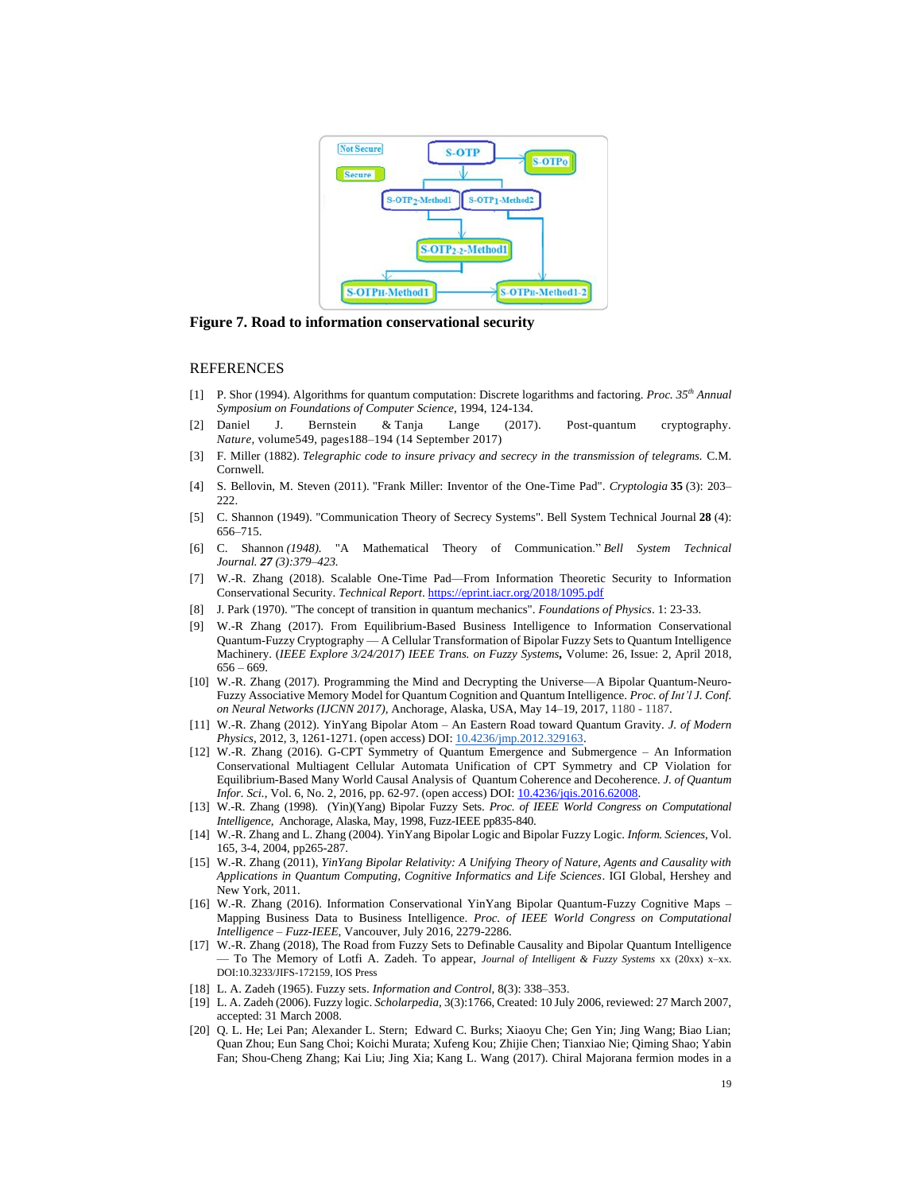**Figure 7. Road to information conservational security**

REFERENCES

[1] P. Shor (1994). Algorithms for quantum computation: Discrete logarithms and factoring. *Proc. 35th Annual Symposium on Foundations of Computer Science*, 1994, 124-134.

[2] Daniel J. Bernstein & Tanja Lange (2017). Post-quantum cryptography. *Nature*, volume549, pages188–194 (14 September 2017)

[3] F. Miller (1882). *Telegraphic code to insure privacy and secrecy in the transmission of telegrams.* C.M. Cornwell.

[4] S. Bellovin, M. Steven (2011). "Frank Miller: Inventor of the One-Time Pad". *Cryptologia* **35** (3): 203–222.

[5] C. Shannon (1949). "Communication Theory of Secrecy Systems". Bell System Technical Journal **28** (4): 656–715.

[6] C. Shannon *(1948).* "A Mathematical Theory of Communication." *Bell System Technical Journal.* ***27*** *(3):379–423.*

[7] W.-R. Zhang (2018). Scalable One-Time Pad—From Information Theoretic Security to Information Conservational Security. *Technical Report*. https://eprint.iacr.org/2018/1095.pdf

[8] J. Park (1970). "The concept of transition in quantum mechanics". *Foundations of Physics*. 1: 23-33.

[9] W.-R Zhang (2017). From Equilibrium-Based Business Intelligence to Information Conservational Quantum-Fuzzy Cryptography — A Cellular Transformation of Bipolar Fuzzy Sets to Quantum Intelligence Machinery. (*IEEE Explore 3/24/2017*) *IEEE Trans. on Fuzzy Systems***,** Volume: 26, Issue: 2, April 2018, 656 – 669.

[10] W.-R. Zhang (2017). Programming the Mind and Decrypting the Universe—A Bipolar Quantum-Neuro-Fuzzy Associative Memory Model for Quantum Cognition and Quantum Intelligence. *Proc. of Int'l J. Conf. on Neural Networks (IJCNN 2017)*, Anchorage, Alaska, USA, May 14–19, 2017, 1180 - 1187.

[11] W.-R. Zhang (2012). YinYang Bipolar Atom – An Eastern Road toward Quantum Gravity. *J. of Modern Physics*, 2012, 3, 1261-1271. (open access) DOI: 10.4236/jmp.2012.329163.

[12] W.-R. Zhang (2016). G-CPT Symmetry of Quantum Emergence and Submergence – An Information Conservational Multiagent Cellular Automata Unification of CPT Symmetry and CP Violation for Equilibrium-Based Many World Causal Analysis of Quantum Coherence and Decoherence. *J. of Quantum Infor. Sci.*, Vol. 6, No. 2, 2016, pp. 62-97. (open access) DOI: 10.4236/jqis.2016.62008.

[13] W.-R. Zhang (1998). (Yin)(Yang) Bipolar Fuzzy Sets. *Proc. of IEEE World Congress on Computational Intelligence*, Anchorage, Alaska, May, 1998, Fuzz-IEEE pp835-840.

[14] W.-R. Zhang and L. Zhang (2004). YinYang Bipolar Logic and Bipolar Fuzzy Logic. *Inform. Sciences*, Vol. 165, 3-4, 2004, pp265-287.

[15] W.-R. Zhang (2011), *YinYang Bipolar Relativity: A Unifying Theory of Nature, Agents and Causality with Applications in Quantum Computing, Cognitive Informatics and Life Sciences*. IGI Global, Hershey and New York, 2011.

[16] W.-R. Zhang (2016). Information Conservational YinYang Bipolar Quantum-Fuzzy Cognitive Maps – Mapping Business Data to Business Intelligence. *Proc. of IEEE World Congress on Computational Intelligence – Fuzz-IEEE*, Vancouver, July 2016, 2279-2286.

[17] W.-R. Zhang (2018), The Road from Fuzzy Sets to Definable Causality and Bipolar Quantum Intelligence — To The Memory of Lotfi A. Zadeh. To appear, *Journal of Intelligent & Fuzzy Systems* xx (20xx) x–xx. DOI:10.3233/JIFS-172159, IOS Press

[18] L. A. Zadeh (1965). Fuzzy sets. *Information and Control*, 8(3): 338–353.

[19] L. A. Zadeh (2006). Fuzzy logic. *Scholarpedia*, 3(3):1766, Created: 10 July 2006, reviewed: 27 March 2007, accepted: 31 March 2008.

[20] Q. L. He; Lei Pan; Alexander L. Stern; Edward C. Burks; Xiaoyu Che; Gen Yin; Jing Wang; Biao Lian; Quan Zhou; Eun Sang Choi; Koichi Murata; Xufeng Kou; Zhijie Chen; Tianxiao Nie; Qiming Shao; Yabin Fan; Shou-Cheng Zhang; Kai Liu; Jing Xia; Kang L. Wang (2017). Chiral Majorana fermion modes in a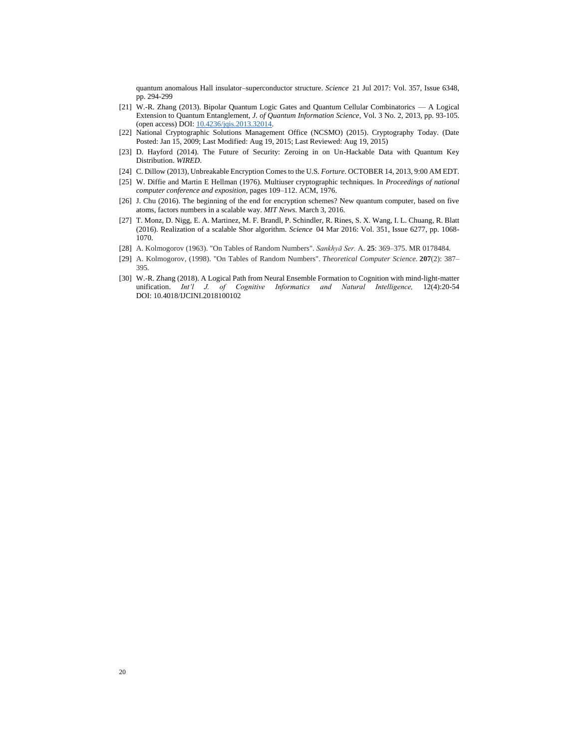quantum anomalous Hall insulator–superconductor structure. *Science* 21 Jul 2017: Vol. 357, Issue 6348, pp. 294-299

[21] W.-R. Zhang (2013). Bipolar Quantum Logic Gates and Quantum Cellular Combinatorics — A Logical Extension to Quantum Entanglement, *J. of Quantum Information Science*, Vol. 3 No. 2, 2013, pp. 93-105. (open access) DOI: 10.4236/jqis.2013.32014.

[22] National Cryptographic Solutions Management Office (NCSMO) (2015). Cryptography Today. (Date Posted: Jan 15, 2009; Last Modified: Aug 19, 2015; Last Reviewed: Aug 19, 2015)

[23] D. Hayford (2014). The Future of Security: Zeroing in on Un-Hackable Data with Quantum Key Distribution. *WIRED*.

[24] C. Dillow (2013), Unbreakable Encryption Comes to the U.S. *Forture.* OCTOBER 14, 2013, 9:00 AM EDT.

[25] W. Diffie and Martin E Hellman (1976). Multiuser cryptographic techniques. In *Proceedings of national computer conference and exposition*, pages 109–112. ACM, 1976.

[26] J. Chu (2016). The beginning of the end for encryption schemes? New quantum computer, based on five atoms, factors numbers in a scalable way. *MIT News.* March 3, 2016.

[27] T. Monz, D. Nigg, E. A. Martinez, M. F. Brandl, P. Schindler, R. Rines, S. X. Wang, I. L. Chuang, R. Blatt (2016). Realization of a scalable Shor algorithm. *Science* 04 Mar 2016: Vol. 351, Issue 6277, pp. 1068-1070.

[28] A. Kolmogorov (1963). "On Tables of Random Numbers". *Sankhyā Ser.* A. **25**: 369–375. MR 0178484.

[29] A. Kolmogorov, (1998). "On Tables of Random Numbers". *Theoretical Computer Science.* **207**(2): 387–395.

[30] W.-R. Zhang (2018). A Logical Path from Neural Ensemble Formation to Cognition with mind-light-matter unification. *Int'l J. of Cognitive Informatics and Natural Intelligence,* 12(4):20-54 DOI: 10.4018/IJCINI.2018100102